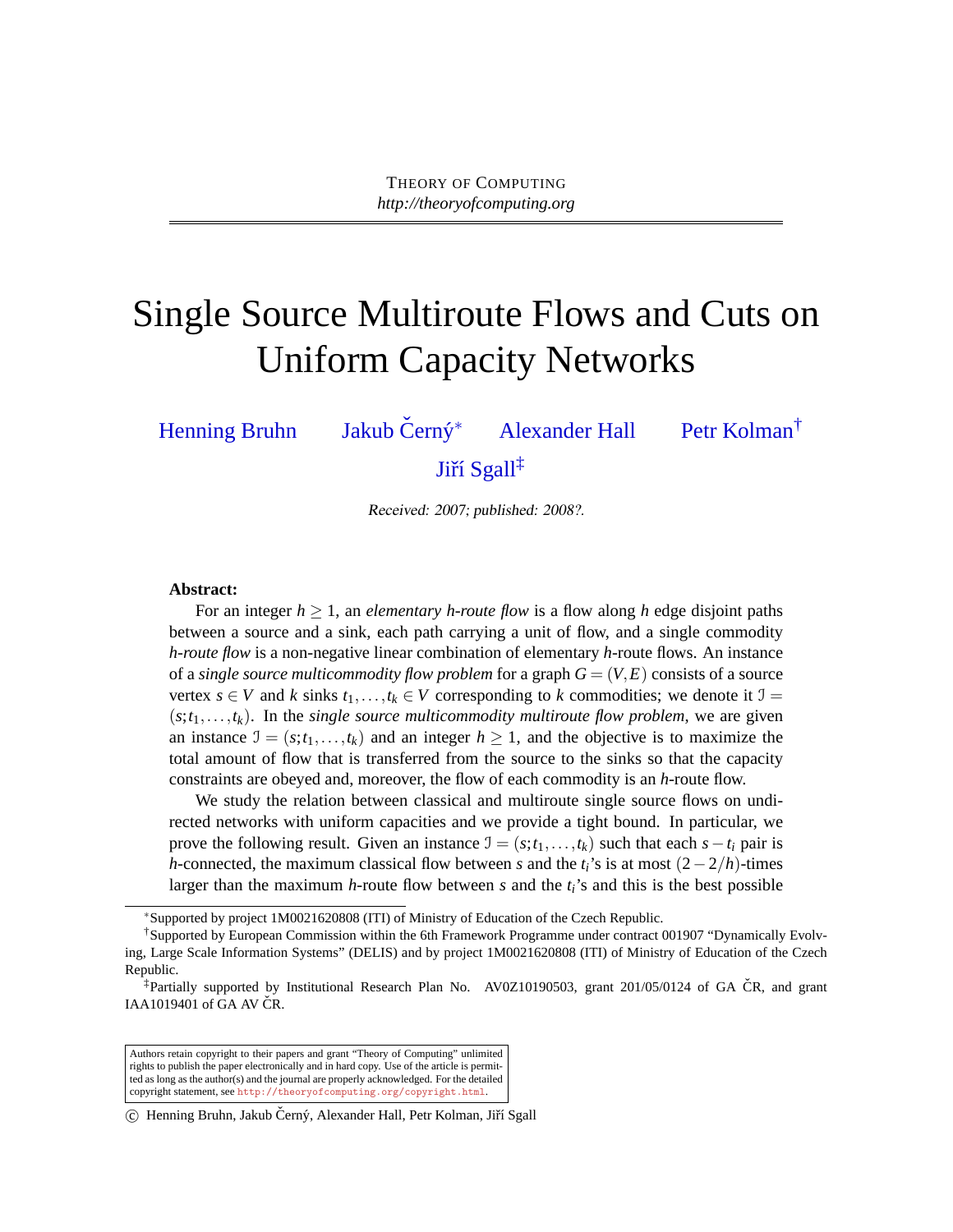THEORY OF COMPUTING
*http://theoryofcomputing.org*

# Single Source Multiroute Flows and Cuts on Uniform Capacity Networks

Henning Bruhn  Jakub Černý*  Alexander Hall  Petr Kolman†
Jiří Sgall‡

Received: 2007; published: 2008?.

**Abstract:**

For an integer $h \geq 1$, an *elementary h-route flow* is a flow along $h$ edge disjoint paths between a source and a sink, each path carrying a unit of flow, and a single commodity *h-route flow* is a non-negative linear combination of elementary $h$-route flows. An instance of a *single source multicommodity flow problem* for a graph $G = (V, E)$ consists of a source vertex $s \in V$ and $k$ sinks $t_1, \ldots, t_k \in V$ corresponding to $k$ commodities; we denote it $\mathcal{I} = (s; t_1, \ldots, t_k)$. In the *single source multicommodity multiroute flow problem*, we are given an instance $\mathcal{I} = (s; t_1, \ldots, t_k)$ and an integer $h \geq 1$, and the objective is to maximize the total amount of flow that is transferred from the source to the sinks so that the capacity constraints are obeyed and, moreover, the flow of each commodity is an $h$-route flow.

We study the relation between classical and multiroute single source flows on undirected networks with uniform capacities and we provide a tight bound. In particular, we prove the following result. Given an instance $\mathcal{I} = (s; t_1, \ldots, t_k)$ such that each $s - t_i$ pair is $h$-connected, the maximum classical flow between $s$ and the $t_i$'s is at most $(2 - 2/h)$-times larger than the maximum $h$-route flow between $s$ and the $t_i$'s and this is the best possible

*Supported by project 1M0021620808 (ITI) of Ministry of Education of the Czech Republic.

†Supported by European Commission within the 6th Framework Programme under contract 001907 "Dynamically Evolving, Large Scale Information Systems" (DELIS) and by project 1M0021620808 (ITI) of Ministry of Education of the Czech Republic.

‡Partially supported by Institutional Research Plan No. AV0Z10190503, grant 201/05/0124 of GA ČR, and grant IAA1019401 of GA AV ČR.

Authors retain copyright to their papers and grant "Theory of Computing" unlimited rights to publish the paper electronically and in hard copy. Use of the article is permitted as long as the author(s) and the journal are properly acknowledged. For the detailed copyright statement, see http://theoryofcomputing.org/copyright.html.

© Henning Bruhn, Jakub Černý, Alexander Hall, Petr Kolman, Jiří Sgall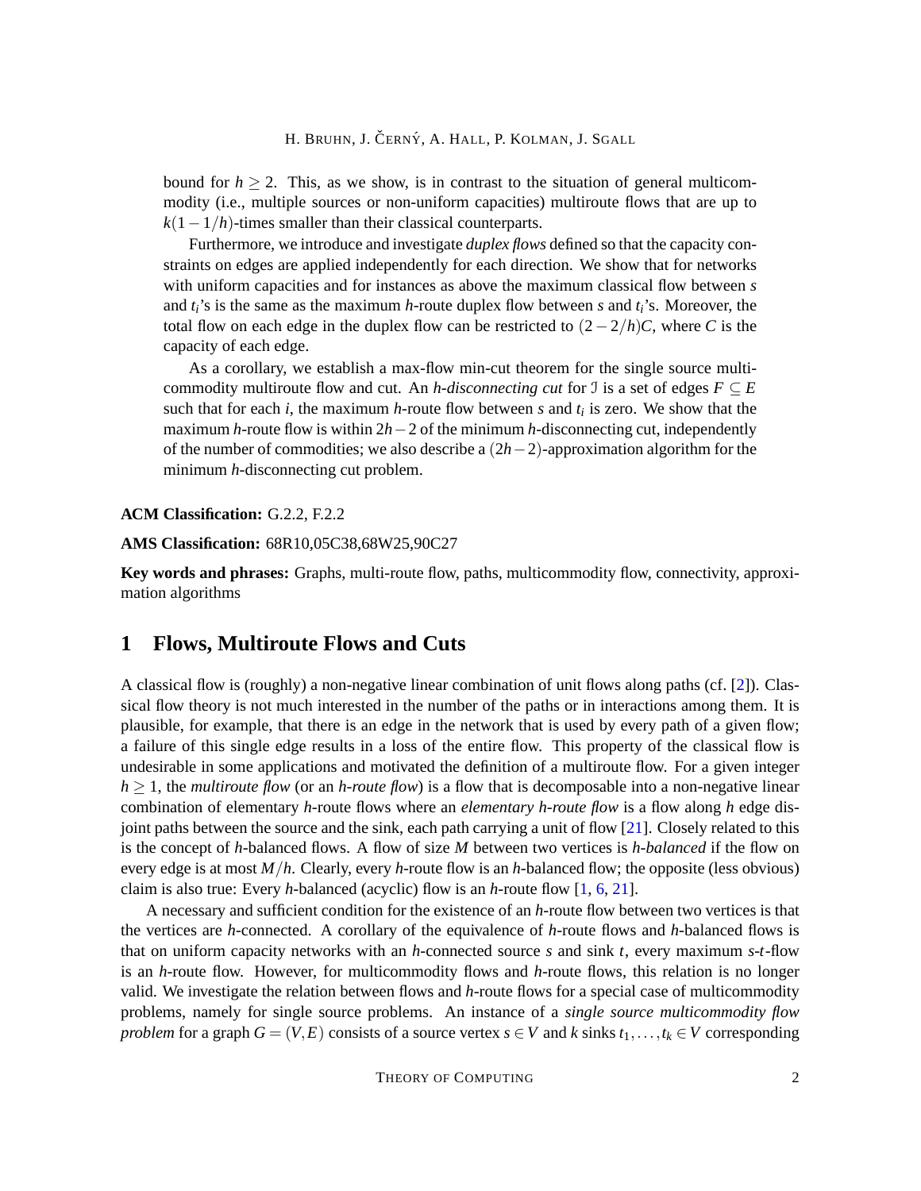bound for $h \geq 2$. This, as we show, is in contrast to the situation of general multicommodity (i.e., multiple sources or non-uniform capacities) multiroute flows that are up to $k(1-1/h)$-times smaller than their classical counterparts.

Furthermore, we introduce and investigate *duplex flows* defined so that the capacity constraints on edges are applied independently for each direction. We show that for networks with uniform capacities and for instances as above the maximum classical flow between $s$ and $t_i$'s is the same as the maximum $h$-route duplex flow between $s$ and $t_i$'s. Moreover, the total flow on each edge in the duplex flow can be restricted to $(2-2/h)C$, where $C$ is the capacity of each edge.

As a corollary, we establish a max-flow min-cut theorem for the single source multicommodity multiroute flow and cut. An *h-disconnecting cut* for $\mathcal{I}$ is a set of edges $F \subseteq E$ such that for each $i$, the maximum $h$-route flow between $s$ and $t_i$ is zero. We show that the maximum $h$-route flow is within $2h-2$ of the minimum $h$-disconnecting cut, independently of the number of commodities; we also describe a $(2h-2)$-approximation algorithm for the minimum $h$-disconnecting cut problem.

**ACM Classification:** G.2.2, F.2.2

**AMS Classification:** 68R10,05C38,68W25,90C27

**Key words and phrases:** Graphs, multi-route flow, paths, multicommodity flow, connectivity, approximation algorithms

# 1 Flows, Multiroute Flows and Cuts

A classical flow is (roughly) a non-negative linear combination of unit flows along paths (cf. [2]). Classical flow theory is not much interested in the number of the paths or in interactions among them. It is plausible, for example, that there is an edge in the network that is used by every path of a given flow; a failure of this single edge results in a loss of the entire flow. This property of the classical flow is undesirable in some applications and motivated the definition of a multiroute flow. For a given integer $h \geq 1$, the *multiroute flow* (or an *h-route flow*) is a flow that is decomposable into a non-negative linear combination of elementary $h$-route flows where an *elementary h-route flow* is a flow along $h$ edge disjoint paths between the source and the sink, each path carrying a unit of flow [21]. Closely related to this is the concept of $h$-balanced flows. A flow of size $M$ between two vertices is *h-balanced* if the flow on every edge is at most $M/h$. Clearly, every $h$-route flow is an $h$-balanced flow; the opposite (less obvious) claim is also true: Every $h$-balanced (acyclic) flow is an $h$-route flow [1, 6, 21].

A necessary and sufficient condition for the existence of an $h$-route flow between two vertices is that the vertices are $h$-connected. A corollary of the equivalence of $h$-route flows and $h$-balanced flows is that on uniform capacity networks with an $h$-connected source $s$ and sink $t$, every maximum $s$-$t$-flow is an $h$-route flow. However, for multicommodity flows and $h$-route flows, this relation is no longer valid. We investigate the relation between flows and $h$-route flows for a special case of multicommodity problems, namely for single source problems. An instance of a *single source multicommodity flow problem* for a graph $G = (V,E)$ consists of a source vertex $s \in V$ and $k$ sinks $t_1, \ldots, t_k \in V$ corresponding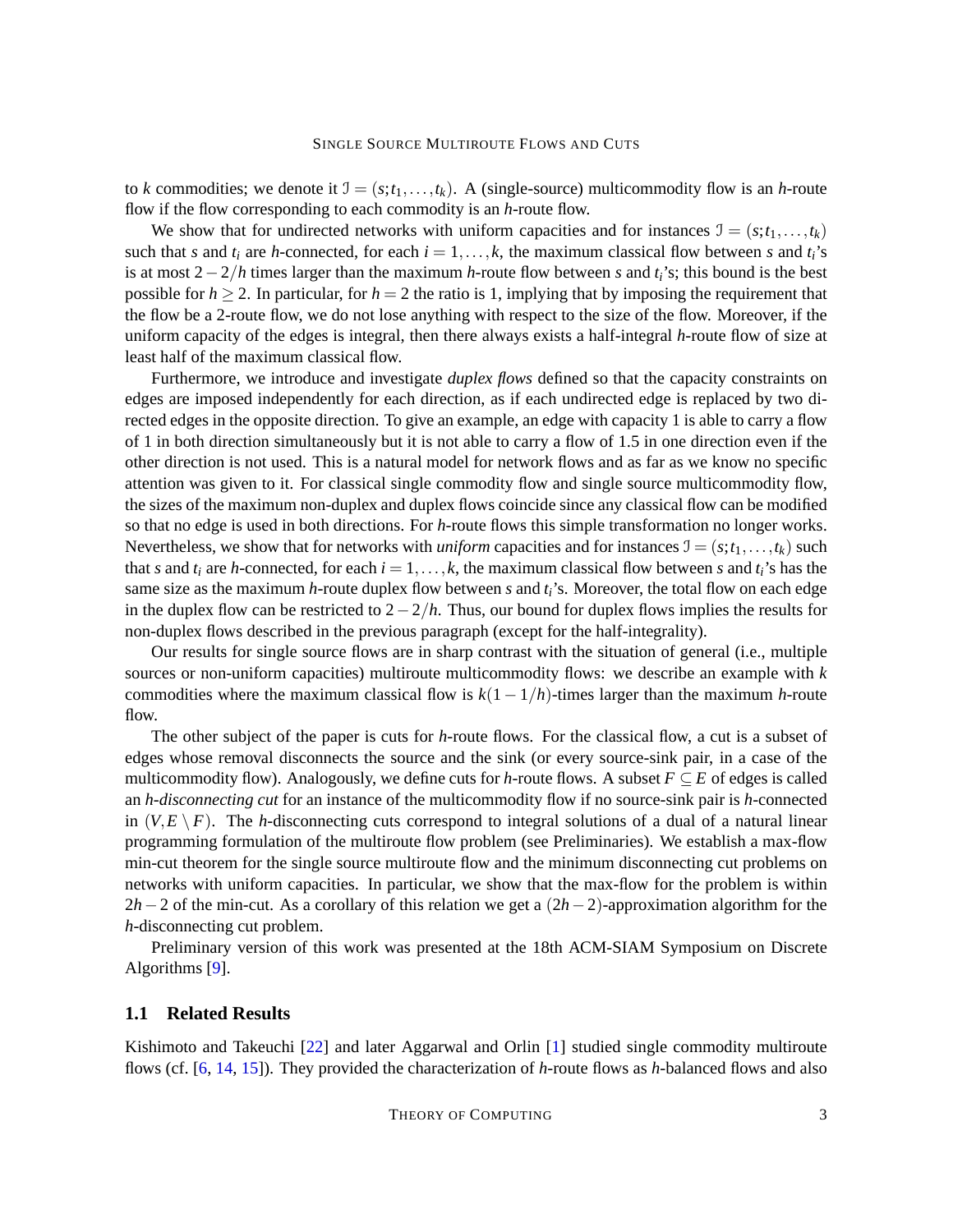to $k$ commodities; we denote it $\mathcal{I} = (s;t_1,\ldots,t_k)$. A (single-source) multicommodity flow is an $h$-route flow if the flow corresponding to each commodity is an $h$-route flow.

We show that for undirected networks with uniform capacities and for instances $\mathcal{I} = (s;t_1,\ldots,t_k)$ such that $s$ and $t_i$ are $h$-connected, for each $i = 1,\ldots,k$, the maximum classical flow between $s$ and $t_i$'s is at most $2-2/h$ times larger than the maximum $h$-route flow between $s$ and $t_i$'s; this bound is the best possible for $h \geq 2$. In particular, for $h = 2$ the ratio is 1, implying that by imposing the requirement that the flow be a 2-route flow, we do not lose anything with respect to the size of the flow. Moreover, if the uniform capacity of the edges is integral, then there always exists a half-integral $h$-route flow of size at least half of the maximum classical flow.

Furthermore, we introduce and investigate *duplex flows* defined so that the capacity constraints on edges are imposed independently for each direction, as if each undirected edge is replaced by two directed edges in the opposite direction. To give an example, an edge with capacity 1 is able to carry a flow of 1 in both direction simultaneously but it is not able to carry a flow of 1.5 in one direction even if the other direction is not used. This is a natural model for network flows and as far as we know no specific attention was given to it. For classical single commodity flow and single source multicommodity flow, the sizes of the maximum non-duplex and duplex flows coincide since any classical flow can be modified so that no edge is used in both directions. For $h$-route flows this simple transformation no longer works. Nevertheless, we show that for networks with *uniform* capacities and for instances $\mathcal{I} = (s;t_1,\ldots,t_k)$ such that $s$ and $t_i$ are $h$-connected, for each $i = 1,\ldots,k$, the maximum classical flow between $s$ and $t_i$'s has the same size as the maximum $h$-route duplex flow between $s$ and $t_i$'s. Moreover, the total flow on each edge in the duplex flow can be restricted to $2-2/h$. Thus, our bound for duplex flows implies the results for non-duplex flows described in the previous paragraph (except for the half-integrality).

Our results for single source flows are in sharp contrast with the situation of general (i.e., multiple sources or non-uniform capacities) multiroute multicommodity flows: we describe an example with $k$ commodities where the maximum classical flow is $k(1-1/h)$-times larger than the maximum $h$-route flow.

The other subject of the paper is cuts for $h$-route flows. For the classical flow, a cut is a subset of edges whose removal disconnects the source and the sink (or every source-sink pair, in a case of the multicommodity flow). Analogously, we define cuts for $h$-route flows. A subset $F \subseteq E$ of edges is called an *$h$-disconnecting cut* for an instance of the multicommodity flow if no source-sink pair is $h$-connected in $(V, E \setminus F)$. The $h$-disconnecting cuts correspond to integral solutions of a dual of a natural linear programming formulation of the multiroute flow problem (see Preliminaries). We establish a max-flow min-cut theorem for the single source multiroute flow and the minimum disconnecting cut problems on networks with uniform capacities. In particular, we show that the max-flow for the problem is within $2h-2$ of the min-cut. As a corollary of this relation we get a $(2h-2)$-approximation algorithm for the $h$-disconnecting cut problem.

Preliminary version of this work was presented at the 18th ACM-SIAM Symposium on Discrete Algorithms [9].

## 1.1 Related Results

Kishimoto and Takeuchi [22] and later Aggarwal and Orlin [1] studied single commodity multiroute flows (cf. [6, 14, 15]). They provided the characterization of $h$-route flows as $h$-balanced flows and also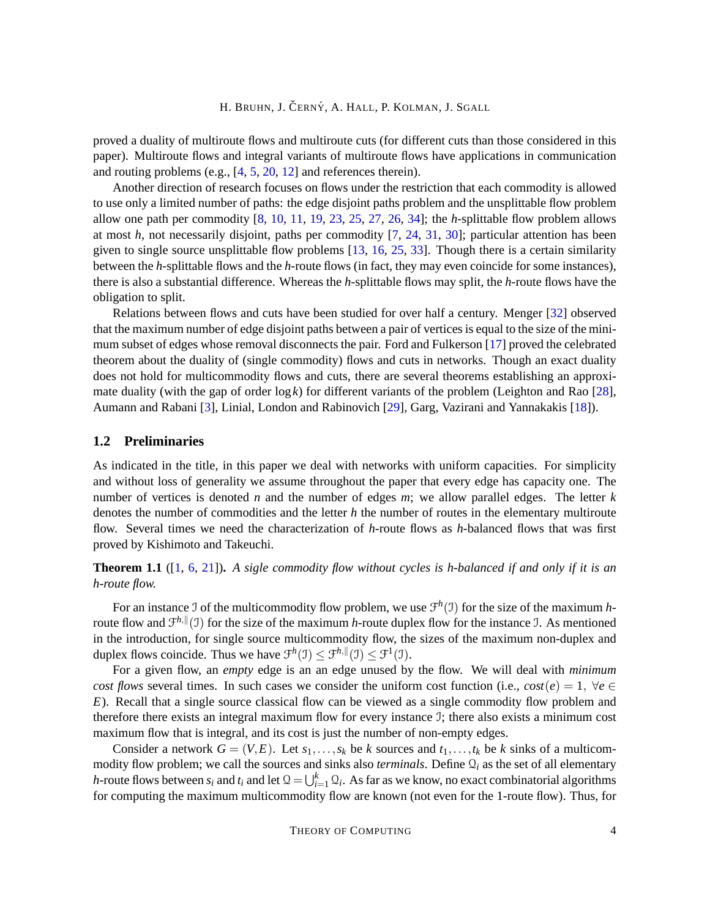proved a duality of multiroute flows and multiroute cuts (for different cuts than those considered in this paper). Multiroute flows and integral variants of multiroute flows have applications in communication and routing problems (e.g., [4, 5, 20, 12] and references therein).

Another direction of research focuses on flows under the restriction that each commodity is allowed to use only a limited number of paths: the edge disjoint paths problem and the unsplittable flow problem allow one path per commodity [8, 10, 11, 19, 23, 25, 27, 26, 34]; the $h$-splittable flow problem allows at most $h$, not necessarily disjoint, paths per commodity [7, 24, 31, 30]; particular attention has been given to single source unsplittable flow problems [13, 16, 25, 33]. Though there is a certain similarity between the $h$-splittable flows and the $h$-route flows (in fact, they may even coincide for some instances), there is also a substantial difference. Whereas the $h$-splittable flows may split, the $h$-route flows have the obligation to split.

Relations between flows and cuts have been studied for over half a century. Menger [32] observed that the maximum number of edge disjoint paths between a pair of vertices is equal to the size of the minimum subset of edges whose removal disconnects the pair. Ford and Fulkerson [17] proved the celebrated theorem about the duality of (single commodity) flows and cuts in networks. Though an exact duality does not hold for multicommodity flows and cuts, there are several theorems establishing an approximate duality (with the gap of order $\log k$) for different variants of the problem (Leighton and Rao [28], Aumann and Rabani [3], Linial, London and Rabinovich [29], Garg, Vazirani and Yannakakis [18]).

### 1.2 Preliminaries

As indicated in the title, in this paper we deal with networks with uniform capacities. For simplicity and without loss of generality we assume throughout the paper that every edge has capacity one. The number of vertices is denoted $n$ and the number of edges $m$; we allow parallel edges. The letter $k$ denotes the number of commodities and the letter $h$ the number of routes in the elementary multiroute flow. Several times we need the characterization of $h$-route flows as $h$-balanced flows that was first proved by Kishimoto and Takeuchi.

**Theorem 1.1** ([1, 6, 21]). *A sigle commodity flow without cycles is $h$-balanced if and only if it is an $h$-route flow.*

For an instance $\mathcal{I}$ of the multicommodity flow problem, we use $\mathcal{F}^h(\mathcal{I})$ for the size of the maximum $h$-route flow and $\mathcal{F}^{h,\|}(\mathcal{I})$ for the size of the maximum $h$-route duplex flow for the instance $\mathcal{I}$. As mentioned in the introduction, for single source multicommodity flow, the sizes of the maximum non-duplex and duplex flows coincide. Thus we have $\mathcal{F}^h(\mathcal{I}) \le \mathcal{F}^{h,\|}(\mathcal{I}) \le \mathcal{F}^1(\mathcal{I})$.

For a given flow, an *empty* edge is an an edge unused by the flow. We will deal with *minimum cost flows* several times. In such cases we consider the uniform cost function (i.e., $cost(e) = 1,\ \forall e \in E$). Recall that a single source classical flow can be viewed as a single commodity flow problem and therefore there exists an integral maximum flow for every instance $\mathcal{I}$; there also exists a minimum cost maximum flow that is integral, and its cost is just the number of non-empty edges.

Consider a network $G = (V, E)$. Let $s_1, \ldots, s_k$ be $k$ sources and $t_1, \ldots, t_k$ be $k$ sinks of a multicommodity flow problem; we call the sources and sinks also *terminals*. Define $\mathcal{Q}_i$ as the set of all elementary $h$-route flows between $s_i$ and $t_i$ and let $\mathcal{Q} = \bigcup_{i=1}^{k} \mathcal{Q}_i$. As far as we know, no exact combinatorial algorithms for computing the maximum multicommodity flow are known (not even for the 1-route flow). Thus, for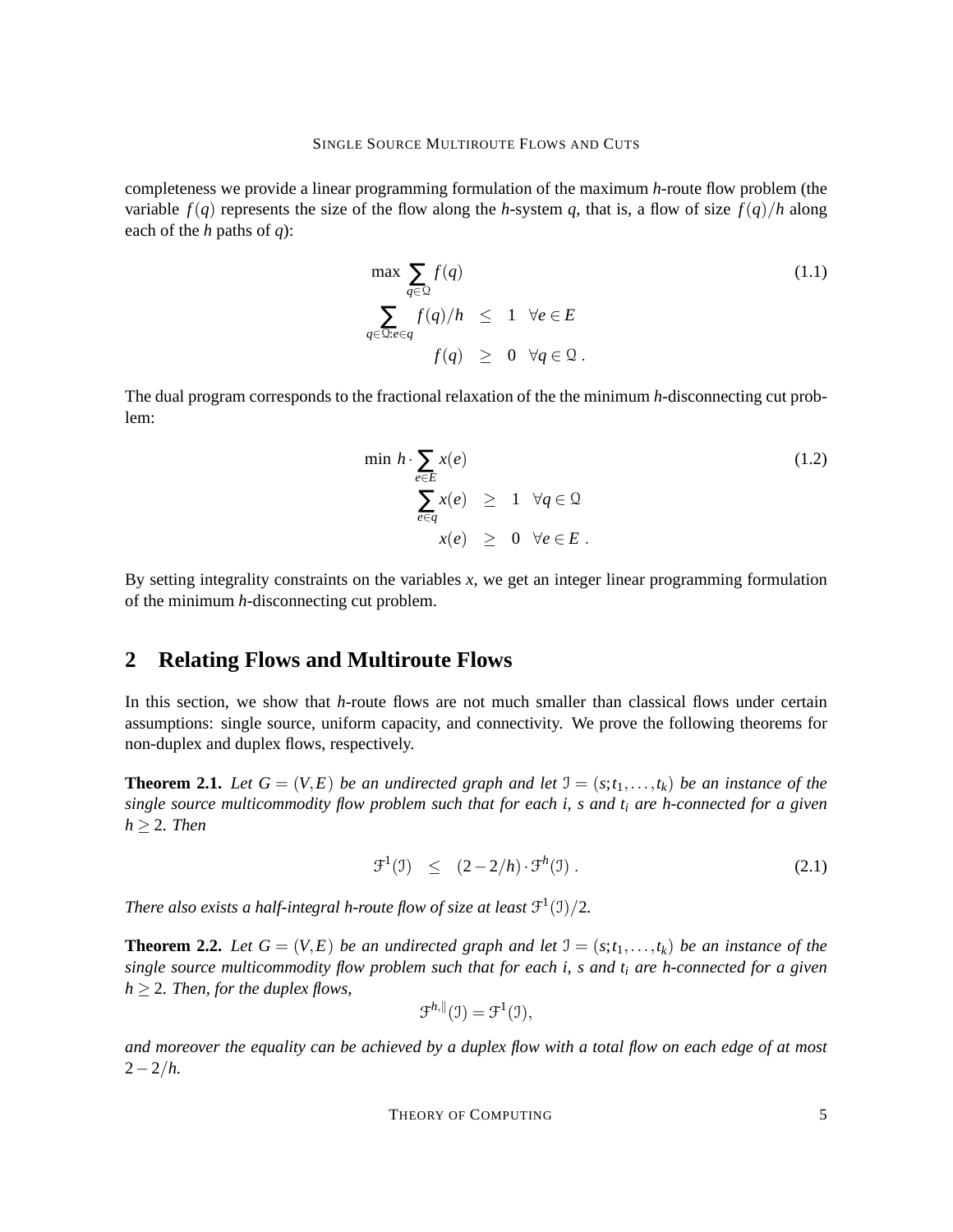completeness we provide a linear programming formulation of the maximum $h$-route flow problem (the variable $f(q)$ represents the size of the flow along the $h$-system $q$, that is, a flow of size $f(q)/h$ along each of the $h$ paths of $q$):

$$\begin{aligned}
\max \sum_{q \in \mathcal{Q}} f(q) & & & \qquad (1.1)\\
\sum_{q \in \mathcal{Q}: e \in q} f(q)/h & \leq 1 & \forall e \in E \\
f(q) & \geq 0 & \forall q \in \mathcal{Q} .
\end{aligned}$$

The dual program corresponds to the fractional relaxation of the the minimum $h$-disconnecting cut problem:

$$\begin{aligned}
\min\ h \cdot \sum_{e \in E} x(e) & & & \qquad (1.2)\\
\sum_{e \in q} x(e) & \geq 1 & \forall q \in \mathcal{Q} \\
x(e) & \geq 0 & \forall e \in E .
\end{aligned}$$

By setting integrality constraints on the variables $x$, we get an integer linear programming formulation of the minimum $h$-disconnecting cut problem.

## 2 Relating Flows and Multiroute Flows

In this section, we show that $h$-route flows are not much smaller than classical flows under certain assumptions: single source, uniform capacity, and connectivity. We prove the following theorems for non-duplex and duplex flows, respectively.

**Theorem 2.1.** *Let $G = (V, E)$ be an undirected graph and let $\mathcal{I} = (s; t_1, \ldots, t_k)$ be an instance of the single source multicommodity flow problem such that for each $i$, $s$ and $t_i$ are $h$-connected for a given $h \geq 2$. Then*

$$\mathcal{F}^1(\mathcal{I}) \quad \leq \quad (2 - 2/h) \cdot \mathcal{F}^h(\mathcal{I}) . \qquad (2.1)$$

*There also exists a half-integral $h$-route flow of size at least $\mathcal{F}^1(\mathcal{I})/2$.*

**Theorem 2.2.** *Let $G = (V, E)$ be an undirected graph and let $\mathcal{I} = (s; t_1, \ldots, t_k)$ be an instance of the single source multicommodity flow problem such that for each $i$, $s$ and $t_i$ are $h$-connected for a given $h \geq 2$. Then, for the duplex flows,*

$$\mathcal{F}^{h,\|}(\mathcal{I}) = \mathcal{F}^1(\mathcal{I}),$$

*and moreover the equality can be achieved by a duplex flow with a total flow on each edge of at most $2 - 2/h$.*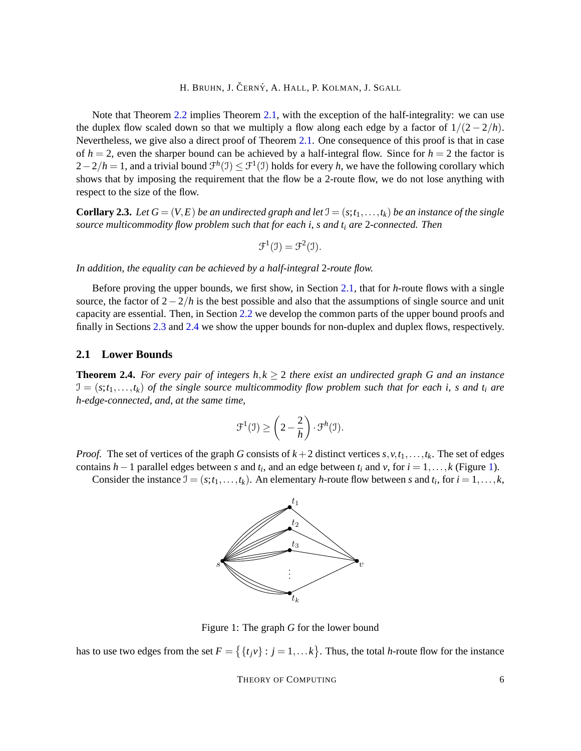Note that Theorem 2.2 implies Theorem 2.1, with the exception of the half-integrality: we can use the duplex flow scaled down so that we multiply a flow along each edge by a factor of $1/(2-2/h)$. Nevertheless, we give also a direct proof of Theorem 2.1. One consequence of this proof is that in case of $h=2$, even the sharper bound can be achieved by a half-integral flow. Since for $h=2$ the factor is $2-2/h=1$, and a trivial bound $\mathcal{F}^h(\mathcal{I}) \leq \mathcal{F}^1(\mathcal{I})$ holds for every $h$, we have the following corollary which shows that by imposing the requirement that the flow be a 2-route flow, we do not lose anything with respect to the size of the flow.

**Corllary 2.3.** *Let $G=(V,E)$ be an undirected graph and let $\mathcal{I}=(s;t_1,\dots,t_k)$ be an instance of the single source multicommodity flow problem such that for each $i$, $s$ and $t_i$ are 2-connected. Then*

$$\mathcal{F}^1(\mathcal{I}) = \mathcal{F}^2(\mathcal{I}).$$

*In addition, the equality can be achieved by a half-integral 2-route flow.*

Before proving the upper bounds, we first show, in Section 2.1, that for $h$-route flows with a single source, the factor of $2-2/h$ is the best possible and also that the assumptions of single source and unit capacity are essential. Then, in Section 2.2 we develop the common parts of the upper bound proofs and finally in Sections 2.3 and 2.4 we show the upper bounds for non-duplex and duplex flows, respectively.

## 2.1 Lower Bounds

**Theorem 2.4.** *For every pair of integers $h,k \geq 2$ there exist an undirected graph $G$ and an instance $\mathcal{I}=(s;t_1,\dots,t_k)$ of the single source multicommodity flow problem such that for each $i$, $s$ and $t_i$ are $h$-edge-connected, and, at the same time,*

$$\mathcal{F}^1(\mathcal{I}) \geq \left(2-\frac{2}{h}\right)\cdot \mathcal{F}^h(\mathcal{I}).$$

*Proof.* The set of vertices of the graph $G$ consists of $k+2$ distinct vertices $s,v,t_1,\dots,t_k$. The set of edges contains $h-1$ parallel edges between $s$ and $t_i$, and an edge between $t_i$ and $v$, for $i=1,\dots,k$ (Figure 1).

Consider the instance $\mathcal{I}=(s;t_1,\dots,t_k)$. An elementary $h$-route flow between $s$ and $t_i$, for $i=1,\dots,k$,

Figure 1: The graph $G$ for the lower bound

has to use two edges from the set $F=\{\{t_jv\}: j=1,\dots k\}$. Thus, the total $h$-route flow for the instance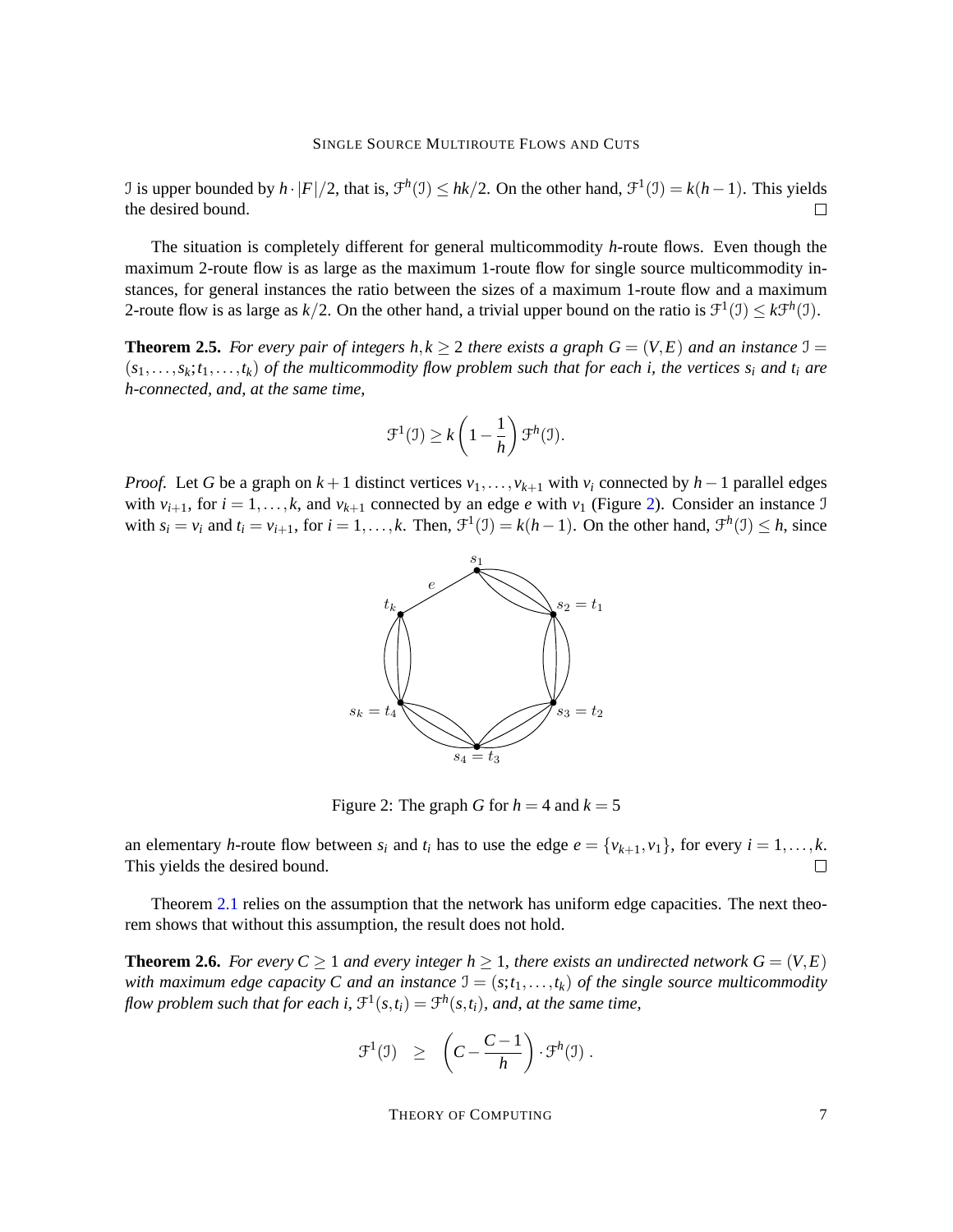$\mathcal{I}$ is upper bounded by $h \cdot |F|/2$, that is, $\mathcal{F}^h(\mathcal{I}) \leq hk/2$. On the other hand, $\mathcal{F}^1(\mathcal{I}) = k(h-1)$. This yields the desired bound. □

The situation is completely different for general multicommodity $h$-route flows. Even though the maximum 2-route flow is as large as the maximum 1-route flow for single source multicommodity instances, for general instances the ratio between the sizes of a maximum 1-route flow and a maximum 2-route flow is as large as $k/2$. On the other hand, a trivial upper bound on the ratio is $\mathcal{F}^1(\mathcal{I}) \leq k\mathcal{F}^h(\mathcal{I})$.

**Theorem 2.5.** *For every pair of integers $h, k \geq 2$ there exists a graph $G = (V, E)$ and an instance $\mathcal{I} = (s_1, \ldots, s_k; t_1, \ldots, t_k)$ of the multicommodity flow problem such that for each $i$, the vertices $s_i$ and $t_i$ are $h$-connected, and, at the same time,*

$$\mathcal{F}^1(\mathcal{I}) \geq k\left(1 - \frac{1}{h}\right)\mathcal{F}^h(\mathcal{I}).$$

*Proof.* Let $G$ be a graph on $k+1$ distinct vertices $v_1, \ldots, v_{k+1}$ with $v_i$ connected by $h-1$ parallel edges with $v_{i+1}$, for $i = 1, \ldots, k$, and $v_{k+1}$ connected by an edge $e$ with $v_1$ (Figure 2). Consider an instance $\mathcal{I}$ with $s_i = v_i$ and $t_i = v_{i+1}$, for $i = 1, \ldots, k$. Then, $\mathcal{F}^1(\mathcal{I}) = k(h-1)$. On the other hand, $\mathcal{F}^h(\mathcal{I}) \leq h$, since an elementary $h$-route flow between $s_i$ and $t_i$ has to use the edge $e = \{v_{k+1}, v_1\}$, for every $i = 1, \ldots, k$. This yields the desired bound. □

Figure 2: The graph $G$ for $h = 4$ and $k = 5$

Theorem 2.1 relies on the assumption that the network has uniform edge capacities. The next theorem shows that without this assumption, the result does not hold.

**Theorem 2.6.** *For every $C \geq 1$ and every integer $h \geq 1$, there exists an undirected network $G = (V, E)$ with maximum edge capacity $C$ and an instance $\mathcal{I} = (s; t_1, \ldots, t_k)$ of the single source multicommodity flow problem such that for each $i$, $\mathcal{F}^1(s, t_i) = \mathcal{F}^h(s, t_i)$, and, at the same time,*

$$\mathcal{F}^1(\mathcal{I}) \quad \geq \quad \left(C - \frac{C-1}{h}\right) \cdot \mathcal{F}^h(\mathcal{I}) \, .$$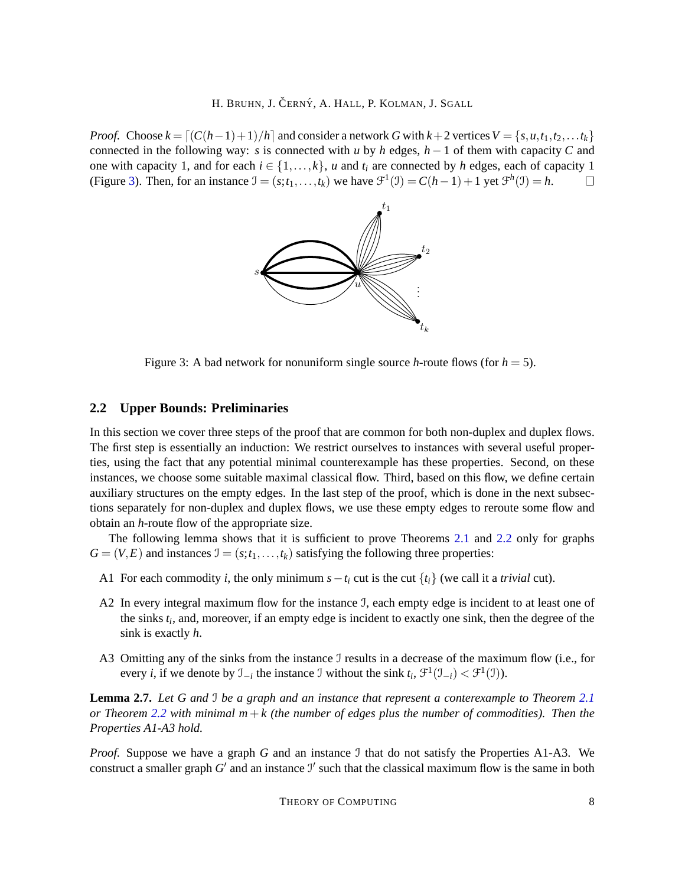*Proof.* Choose $k = \lceil (C(h-1)+1)/h \rceil$ and consider a network $G$ with $k+2$ vertices $V = \{s, u, t_1, t_2, \ldots t_k\}$ connected in the following way: $s$ is connected with $u$ by $h$ edges, $h-1$ of them with capacity $C$ and one with capacity 1, and for each $i \in \{1, \ldots, k\}$, $u$ and $t_i$ are connected by $h$ edges, each of capacity 1 (Figure 3). Then, for an instance $\mathcal{I} = (s; t_1, \ldots, t_k)$ we have $\mathcal{F}^1(\mathcal{I}) = C(h-1)+1$ yet $\mathcal{F}^h(\mathcal{I}) = h$. $\square$

Figure 3: A bad network for nonuniform single source $h$-route flows (for $h = 5$).

## 2.2 Upper Bounds: Preliminaries

In this section we cover three steps of the proof that are common for both non-duplex and duplex flows. The first step is essentially an induction: We restrict ourselves to instances with several useful properties, using the fact that any potential minimal counterexample has these properties. Second, on these instances, we choose some suitable maximal classical flow. Third, based on this flow, we define certain auxiliary structures on the empty edges. In the last step of the proof, which is done in the next subsections separately for non-duplex and duplex flows, we use these empty edges to reroute some flow and obtain an $h$-route flow of the appropriate size.

The following lemma shows that it is sufficient to prove Theorems 2.1 and 2.2 only for graphs $G = (V, E)$ and instances $\mathcal{I} = (s; t_1, \ldots, t_k)$ satisfying the following three properties:

- A1 For each commodity $i$, the only minimum $s - t_i$ cut is the cut $\{t_i\}$ (we call it a *trivial* cut).
- A2 In every integral maximum flow for the instance $\mathcal{I}$, each empty edge is incident to at least one of the sinks $t_i$, and, moreover, if an empty edge is incident to exactly one sink, then the degree of the sink is exactly $h$.
- A3 Omitting any of the sinks from the instance $\mathcal{I}$ results in a decrease of the maximum flow (i.e., for every $i$, if we denote by $\mathcal{I}_{-i}$ the instance $\mathcal{I}$ without the sink $t_i$, $\mathcal{F}^1(\mathcal{I}_{-i}) < \mathcal{F}^1(\mathcal{I})$).

**Lemma 2.7.** *Let $G$ and $\mathcal{I}$ be a graph and an instance that represent a conterexample to Theorem 2.1 or Theorem 2.2 with minimal $m+k$ (the number of edges plus the number of commodities). Then the Properties A1-A3 hold.*

*Proof.* Suppose we have a graph $G$ and an instance $\mathcal{I}$ that do not satisfy the Properties A1-A3. We construct a smaller graph $G'$ and an instance $\mathcal{I}'$ such that the classical maximum flow is the same in both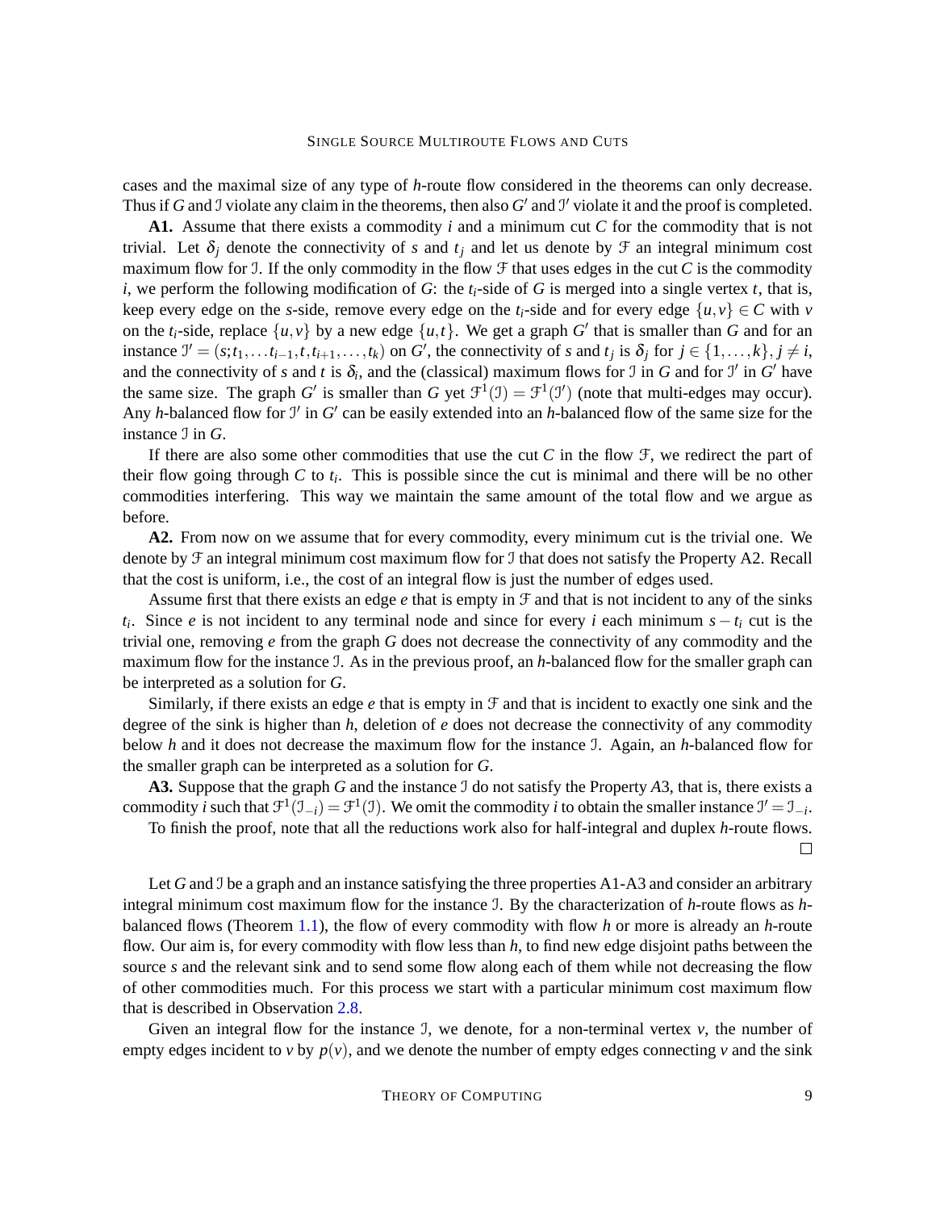cases and the maximal size of any type of $h$-route flow considered in the theorems can only decrease. Thus if $G$ and $\mathcal{I}$ violate any claim in the theorems, then also $G'$ and $\mathcal{I}'$ violate it and the proof is completed.

**A1.** Assume that there exists a commodity $i$ and a minimum cut $C$ for the commodity that is not trivial. Let $\delta_j$ denote the connectivity of $s$ and $t_j$ and let us denote by $\mathcal{F}$ an integral minimum cost maximum flow for $\mathcal{I}$. If the only commodity in the flow $\mathcal{F}$ that uses edges in the cut $C$ is the commodity $i$, we perform the following modification of $G$: the $t_i$-side of $G$ is merged into a single vertex $t$, that is, keep every edge on the $s$-side, remove every edge on the $t_i$-side and for every edge $\{u,v\} \in C$ with $v$ on the $t_i$-side, replace $\{u,v\}$ by a new edge $\{u,t\}$. We get a graph $G'$ that is smaller than $G$ and for an instance $\mathcal{I}' = (s; t_1, \ldots t_{i-1}, t, t_{i+1}, \ldots, t_k)$ on $G'$, the connectivity of $s$ and $t_j$ is $\delta_j$ for $j \in \{1, \ldots, k\}, j \neq i$, and the connectivity of $s$ and $t$ is $\delta_i$, and the (classical) maximum flows for $\mathcal{I}$ in $G$ and for $\mathcal{I}'$ in $G'$ have the same size. The graph $G'$ is smaller than $G$ yet $\mathcal{F}^1(\mathcal{I}) = \mathcal{F}^1(\mathcal{I}')$ (note that multi-edges may occur). Any $h$-balanced flow for $\mathcal{I}'$ in $G'$ can be easily extended into an $h$-balanced flow of the same size for the instance $\mathcal{I}$ in $G$.

If there are also some other commodities that use the cut $C$ in the flow $\mathcal{F}$, we redirect the part of their flow going through $C$ to $t_i$. This is possible since the cut is minimal and there will be no other commodities interfering. This way we maintain the same amount of the total flow and we argue as before.

**A2.** From now on we assume that for every commodity, every minimum cut is the trivial one. We denote by $\mathcal{F}$ an integral minimum cost maximum flow for $\mathcal{I}$ that does not satisfy the Property A2. Recall that the cost is uniform, i.e., the cost of an integral flow is just the number of edges used.

Assume first that there exists an edge $e$ that is empty in $\mathcal{F}$ and that is not incident to any of the sinks $t_i$. Since $e$ is not incident to any terminal node and since for every $i$ each minimum $s - t_i$ cut is the trivial one, removing $e$ from the graph $G$ does not decrease the connectivity of any commodity and the maximum flow for the instance $\mathcal{I}$. As in the previous proof, an $h$-balanced flow for the smaller graph can be interpreted as a solution for $G$.

Similarly, if there exists an edge $e$ that is empty in $\mathcal{F}$ and that is incident to exactly one sink and the degree of the sink is higher than $h$, deletion of $e$ does not decrease the connectivity of any commodity below $h$ and it does not decrease the maximum flow for the instance $\mathcal{I}$. Again, an $h$-balanced flow for the smaller graph can be interpreted as a solution for $G$.

**A3.** Suppose that the graph $G$ and the instance $\mathcal{I}$ do not satisfy the Property $A3$, that is, there exists a commodity $i$ such that $\mathcal{F}^1(\mathcal{I}_{-i}) = \mathcal{F}^1(\mathcal{I})$. We omit the commodity $i$ to obtain the smaller instance $\mathcal{I}' = \mathcal{I}_{-i}$.

To finish the proof, note that all the reductions work also for half-integral and duplex $h$-route flows. $\square$

Let $G$ and $\mathcal{I}$ be a graph and an instance satisfying the three properties A1-A3 and consider an arbitrary integral minimum cost maximum flow for the instance $\mathcal{I}$. By the characterization of $h$-route flows as $h$-balanced flows (Theorem 1.1), the flow of every commodity with flow $h$ or more is already an $h$-route flow. Our aim is, for every commodity with flow less than $h$, to find new edge disjoint paths between the source $s$ and the relevant sink and to send some flow along each of them while not decreasing the flow of other commodities much. For this process we start with a particular minimum cost maximum flow that is described in Observation 2.8.

Given an integral flow for the instance $\mathcal{I}$, we denote, for a non-terminal vertex $v$, the number of empty edges incident to $v$ by $p(v)$, and we denote the number of empty edges connecting $v$ and the sink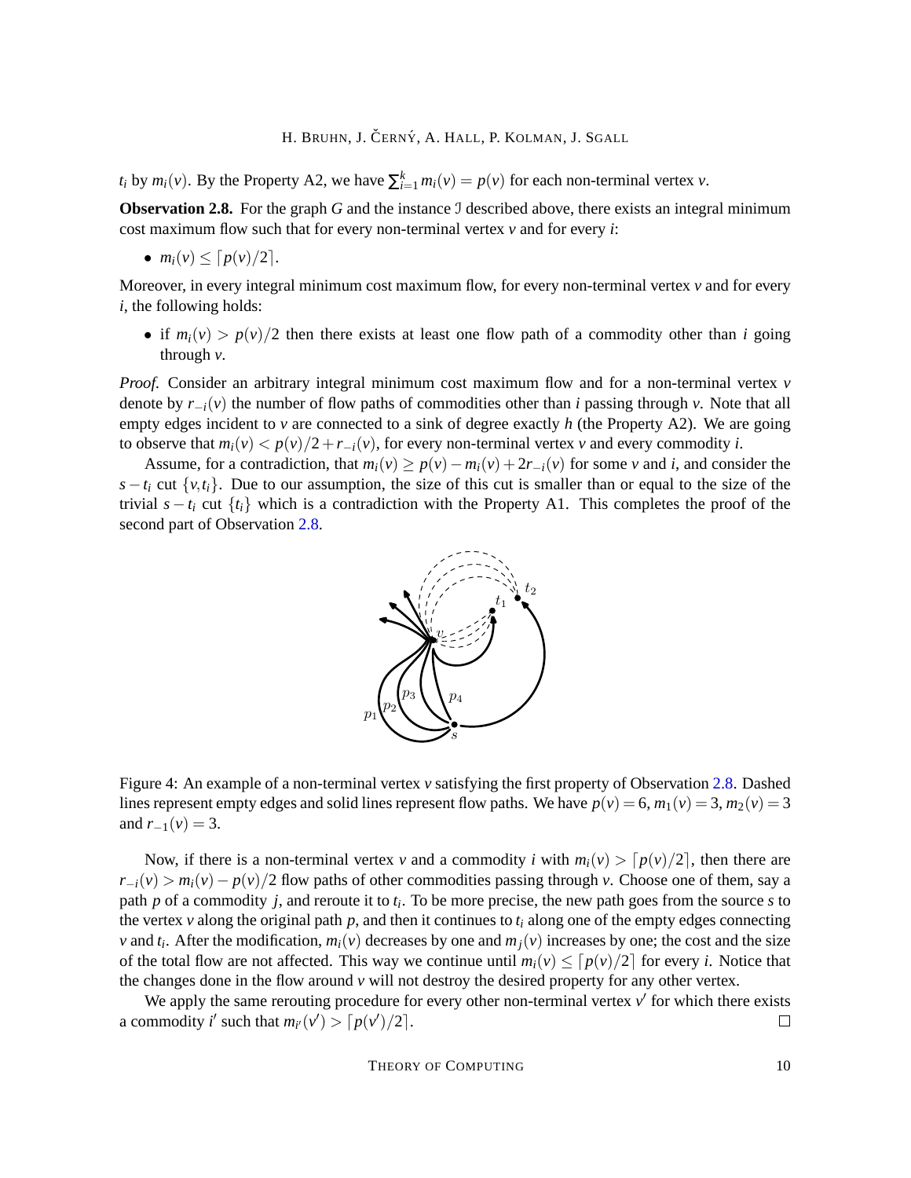$t_i$ by $m_i(v)$. By the Property A2, we have $\sum_{i=1}^{k} m_i(v) = p(v)$ for each non-terminal vertex $v$.

**Observation 2.8.** For the graph $G$ and the instance $\mathcal{I}$ described above, there exists an integral minimum cost maximum flow such that for every non-terminal vertex $v$ and for every $i$:

- $m_i(v) \leq \lceil p(v)/2 \rceil$.

Moreover, in every integral minimum cost maximum flow, for every non-terminal vertex $v$ and for every $i$, the following holds:

- if $m_i(v) > p(v)/2$ then there exists at least one flow path of a commodity other than $i$ going through $v$.

*Proof.* Consider an arbitrary integral minimum cost maximum flow and for a non-terminal vertex $v$ denote by $r_{-i}(v)$ the number of flow paths of commodities other than $i$ passing through $v$. Note that all empty edges incident to $v$ are connected to a sink of degree exactly $h$ (the Property A2). We are going to observe that $m_i(v) < p(v)/2 + r_{-i}(v)$, for every non-terminal vertex $v$ and every commodity $i$.

Assume, for a contradiction, that $m_i(v) \geq p(v) - m_i(v) + 2r_{-i}(v)$ for some $v$ and $i$, and consider the $s - t_i$ cut $\{v, t_i\}$. Due to our assumption, the size of this cut is smaller than or equal to the size of the trivial $s - t_i$ cut $\{t_i\}$ which is a contradiction with the Property A1. This completes the proof of the second part of Observation 2.8.

Figure 4: An example of a non-terminal vertex $v$ satisfying the first property of Observation 2.8. Dashed lines represent empty edges and solid lines represent flow paths. We have $p(v) = 6$, $m_1(v) = 3$, $m_2(v) = 3$ and $r_{-1}(v) = 3$.

Now, if there is a non-terminal vertex $v$ and a commodity $i$ with $m_i(v) > \lceil p(v)/2 \rceil$, then there are $r_{-i}(v) > m_i(v) - p(v)/2$ flow paths of other commodities passing through $v$. Choose one of them, say a path $p$ of a commodity $j$, and reroute it to $t_i$. To be more precise, the new path goes from the source $s$ to the vertex $v$ along the original path $p$, and then it continues to $t_i$ along one of the empty edges connecting $v$ and $t_i$. After the modification, $m_i(v)$ decreases by one and $m_j(v)$ increases by one; the cost and the size of the total flow are not affected. This way we continue until $m_i(v) \leq \lceil p(v)/2 \rceil$ for every $i$. Notice that the changes done in the flow around $v$ will not destroy the desired property for any other vertex.

We apply the same rerouting procedure for every other non-terminal vertex $v'$ for which there exists a commodity $i'$ such that $m_{i'}(v') > \lceil p(v')/2 \rceil$. $\square$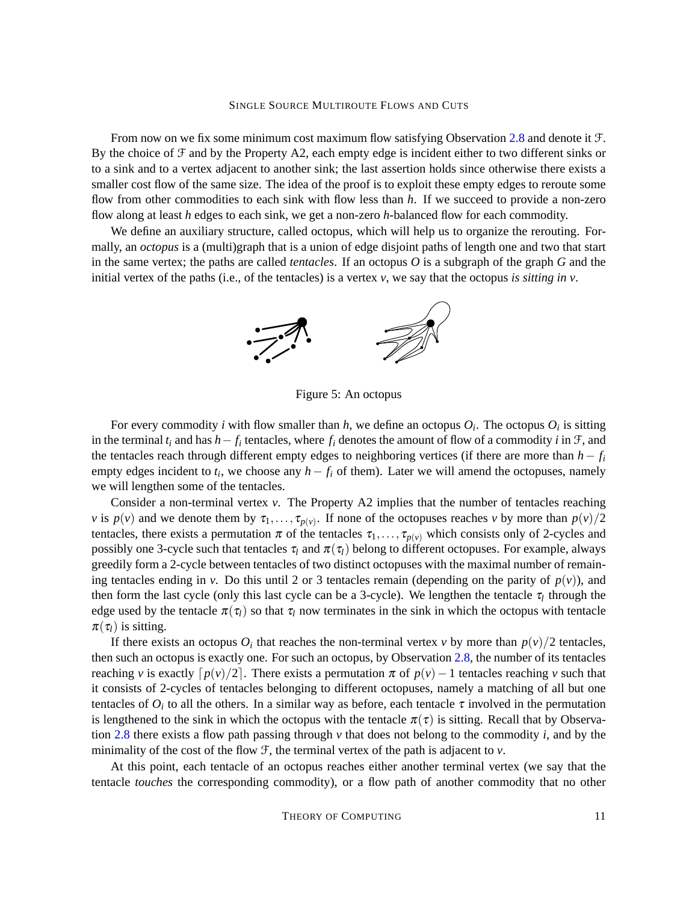From now on we fix some minimum cost maximum flow satisfying Observation 2.8 and denote it $\mathcal{F}$. By the choice of $\mathcal{F}$ and by the Property A2, each empty edge is incident either to two different sinks or to a sink and to a vertex adjacent to another sink; the last assertion holds since otherwise there exists a smaller cost flow of the same size. The idea of the proof is to exploit these empty edges to reroute some flow from other commodities to each sink with flow less than $h$. If we succeed to provide a non-zero flow along at least $h$ edges to each sink, we get a non-zero $h$-balanced flow for each commodity.

We define an auxiliary structure, called octopus, which will help us to organize the rerouting. Formally, an *octopus* is a (multi)graph that is a union of edge disjoint paths of length one and two that start in the same vertex; the paths are called *tentacles*. If an octopus $O$ is a subgraph of the graph $G$ and the initial vertex of the paths (i.e., of the tentacles) is a vertex $v$, we say that the octopus *is sitting in* $v$.

Figure 5: An octopus

For every commodity $i$ with flow smaller than $h$, we define an octopus $O_i$. The octopus $O_i$ is sitting in the terminal $t_i$ and has $h - f_i$ tentacles, where $f_i$ denotes the amount of flow of a commodity $i$ in $\mathcal{F}$, and the tentacles reach through different empty edges to neighboring vertices (if there are more than $h - f_i$ empty edges incident to $t_i$, we choose any $h - f_i$ of them). Later we will amend the octopuses, namely we will lengthen some of the tentacles.

Consider a non-terminal vertex $v$. The Property A2 implies that the number of tentacles reaching $v$ is $p(v)$ and we denote them by $\tau_1, \ldots, \tau_{p(v)}$. If none of the octopuses reaches $v$ by more than $p(v)/2$ tentacles, there exists a permutation $\pi$ of the tentacles $\tau_1, \ldots, \tau_{p(v)}$ which consists only of 2-cycles and possibly one 3-cycle such that tentacles $\tau_l$ and $\pi(\tau_l)$ belong to different octopuses. For example, always greedily form a 2-cycle between tentacles of two distinct octopuses with the maximal number of remaining tentacles ending in $v$. Do this until 2 or 3 tentacles remain (depending on the parity of $p(v)$), and then form the last cycle (only this last cycle can be a 3-cycle). We lengthen the tentacle $\tau_l$ through the edge used by the tentacle $\pi(\tau_l)$ so that $\tau_l$ now terminates in the sink in which the octopus with tentacle $\pi(\tau_l)$ is sitting.

If there exists an octopus $O_i$ that reaches the non-terminal vertex $v$ by more than $p(v)/2$ tentacles, then such an octopus is exactly one. For such an octopus, by Observation 2.8, the number of its tentacles reaching $v$ is exactly $\lceil p(v)/2 \rceil$. There exists a permutation $\pi$ of $p(v) - 1$ tentacles reaching $v$ such that it consists of 2-cycles of tentacles belonging to different octopuses, namely a matching of all but one tentacles of $O_i$ to all the others. In a similar way as before, each tentacle $\tau$ involved in the permutation is lengthened to the sink in which the octopus with the tentacle $\pi(\tau)$ is sitting. Recall that by Observation 2.8 there exists a flow path passing through $v$ that does not belong to the commodity $i$, and by the minimality of the cost of the flow $\mathcal{F}$, the terminal vertex of the path is adjacent to $v$.

At this point, each tentacle of an octopus reaches either another terminal vertex (we say that the tentacle *touches* the corresponding commodity), or a flow path of another commodity that no other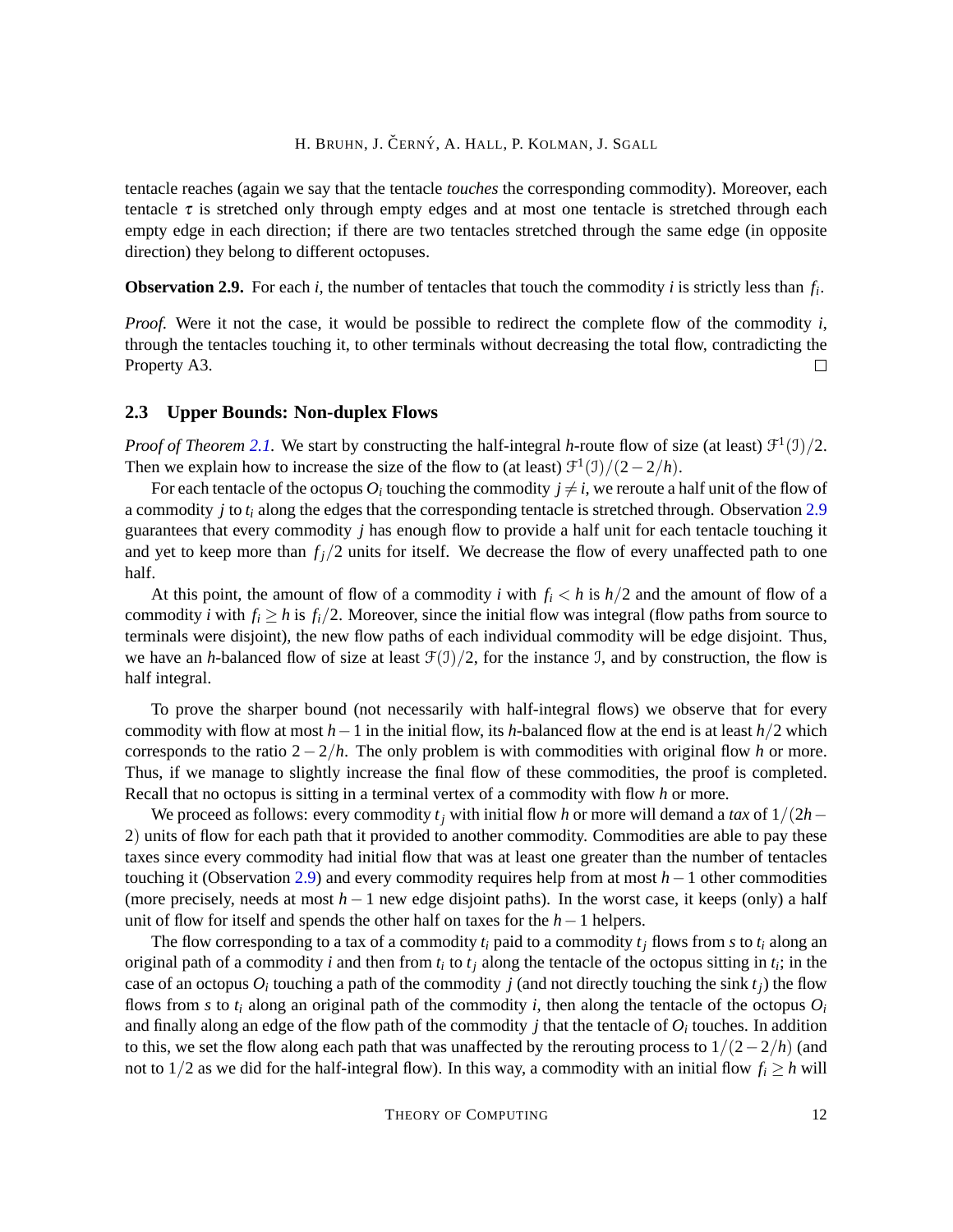tentacle reaches (again we say that the tentacle *touches* the corresponding commodity). Moreover, each tentacle $\tau$ is stretched only through empty edges and at most one tentacle is stretched through each empty edge in each direction; if there are two tentacles stretched through the same edge (in opposite direction) they belong to different octopuses.

**Observation 2.9.** For each $i$, the number of tentacles that touch the commodity $i$ is strictly less than $f_i$.

*Proof.* Were it not the case, it would be possible to redirect the complete flow of the commodity $i$, through the tentacles touching it, to other terminals without decreasing the total flow, contradicting the Property A3. □

### 2.3 Upper Bounds: Non-duplex Flows

*Proof of Theorem 2.1.* We start by constructing the half-integral $h$-route flow of size (at least) $\mathcal{F}^1(\mathcal{I})/2$. Then we explain how to increase the size of the flow to (at least) $\mathcal{F}^1(\mathcal{I})/(2-2/h)$.

For each tentacle of the octopus $O_i$ touching the commodity $j \neq i$, we reroute a half unit of the flow of a commodity $j$ to $t_i$ along the edges that the corresponding tentacle is stretched through. Observation 2.9 guarantees that every commodity $j$ has enough flow to provide a half unit for each tentacle touching it and yet to keep more than $f_j/2$ units for itself. We decrease the flow of every unaffected path to one half.

At this point, the amount of flow of a commodity $i$ with $f_i < h$ is $h/2$ and the amount of flow of a commodity $i$ with $f_i \geq h$ is $f_i/2$. Moreover, since the initial flow was integral (flow paths from source to terminals were disjoint), the new flow paths of each individual commodity will be edge disjoint. Thus, we have an $h$-balanced flow of size at least $\mathcal{F}(\mathcal{I})/2$, for the instance $\mathcal{I}$, and by construction, the flow is half integral.

To prove the sharper bound (not necessarily with half-integral flows) we observe that for every commodity with flow at most $h-1$ in the initial flow, its $h$-balanced flow at the end is at least $h/2$ which corresponds to the ratio $2-2/h$. The only problem is with commodities with original flow $h$ or more. Thus, if we manage to slightly increase the final flow of these commodities, the proof is completed. Recall that no octopus is sitting in a terminal vertex of a commodity with flow $h$ or more.

We proceed as follows: every commodity $t_j$ with initial flow $h$ or more will demand a *tax* of $1/(2h-2)$ units of flow for each path that it provided to another commodity. Commodities are able to pay these taxes since every commodity had initial flow that was at least one greater than the number of tentacles touching it (Observation 2.9) and every commodity requires help from at most $h-1$ other commodities (more precisely, needs at most $h-1$ new edge disjoint paths). In the worst case, it keeps (only) a half unit of flow for itself and spends the other half on taxes for the $h-1$ helpers.

The flow corresponding to a tax of a commodity $t_i$ paid to a commodity $t_j$ flows from $s$ to $t_i$ along an original path of a commodity $i$ and then from $t_i$ to $t_j$ along the tentacle of the octopus sitting in $t_i$; in the case of an octopus $O_i$ touching a path of the commodity $j$ (and not directly touching the sink $t_j$) the flow flows from $s$ to $t_i$ along an original path of the commodity $i$, then along the tentacle of the octopus $O_i$ and finally along an edge of the flow path of the commodity $j$ that the tentacle of $O_i$ touches. In addition to this, we set the flow along each path that was unaffected by the rerouting process to $1/(2-2/h)$ (and not to $1/2$ as we did for the half-integral flow). In this way, a commodity with an initial flow $f_i \geq h$ will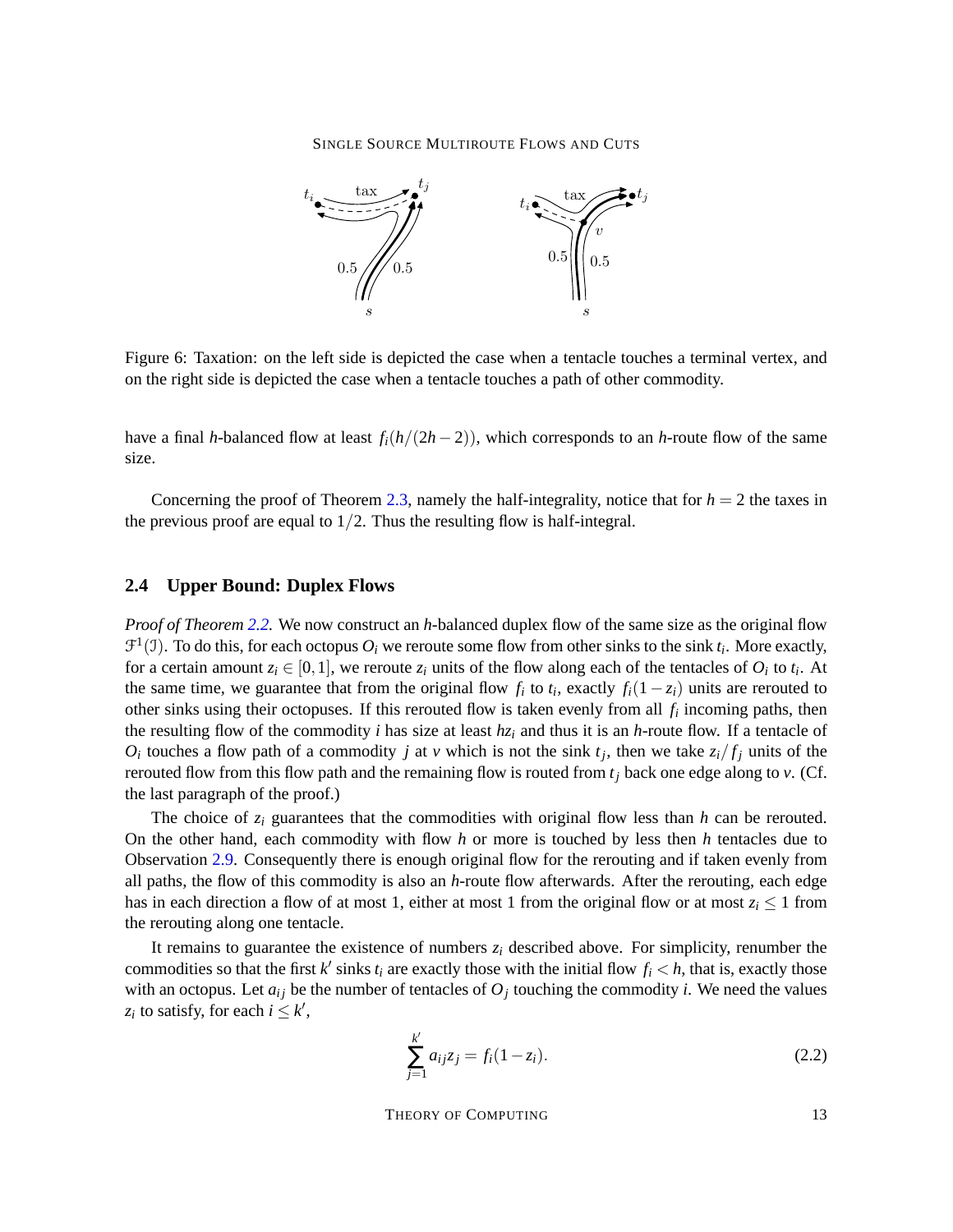Figure 6: Taxation: on the left side is depicted the case when a tentacle touches a terminal vertex, and on the right side is depicted the case when a tentacle touches a path of other commodity.

have a final $h$-balanced flow at least $f_i(h/(2h-2))$, which corresponds to an $h$-route flow of the same size.

Concerning the proof of Theorem 2.3, namely the half-integrality, notice that for $h = 2$ the taxes in the previous proof are equal to $1/2$. Thus the resulting flow is half-integral.

### 2.4 Upper Bound: Duplex Flows

*Proof of Theorem 2.2.* We now construct an $h$-balanced duplex flow of the same size as the original flow $\mathcal{F}^1(\mathcal{I})$. To do this, for each octopus $O_i$ we reroute some flow from other sinks to the sink $t_i$. More exactly, for a certain amount $z_i \in [0,1]$, we reroute $z_i$ units of the flow along each of the tentacles of $O_i$ to $t_i$. At the same time, we guarantee that from the original flow $f_i$ to $t_i$, exactly $f_i(1-z_i)$ units are rerouted to other sinks using their octopuses. If this rerouted flow is taken evenly from all $f_i$ incoming paths, then the resulting flow of the commodity $i$ has size at least $hz_i$ and thus it is an $h$-route flow. If a tentacle of $O_i$ touches a flow path of a commodity $j$ at $v$ which is not the sink $t_j$, then we take $z_i/f_j$ units of the rerouted flow from this flow path and the remaining flow is routed from $t_j$ back one edge along to $v$. (Cf. the last paragraph of the proof.)

The choice of $z_i$ guarantees that the commodities with original flow less than $h$ can be rerouted. On the other hand, each commodity with flow $h$ or more is touched by less then $h$ tentacles due to Observation 2.9. Consequently there is enough original flow for the rerouting and if taken evenly from all paths, the flow of this commodity is also an $h$-route flow afterwards. After the rerouting, each edge has in each direction a flow of at most 1, either at most 1 from the original flow or at most $z_i \leq 1$ from the rerouting along one tentacle.

It remains to guarantee the existence of numbers $z_i$ described above. For simplicity, renumber the commodities so that the first $k'$ sinks $t_i$ are exactly those with the initial flow $f_i < h$, that is, exactly those with an octopus. Let $a_{ij}$ be the number of tentacles of $O_j$ touching the commodity $i$. We need the values $z_i$ to satisfy, for each $i \leq k'$,

$$\sum_{j=1}^{k'} a_{ij} z_j = f_i(1-z_i). \tag{2.2}$$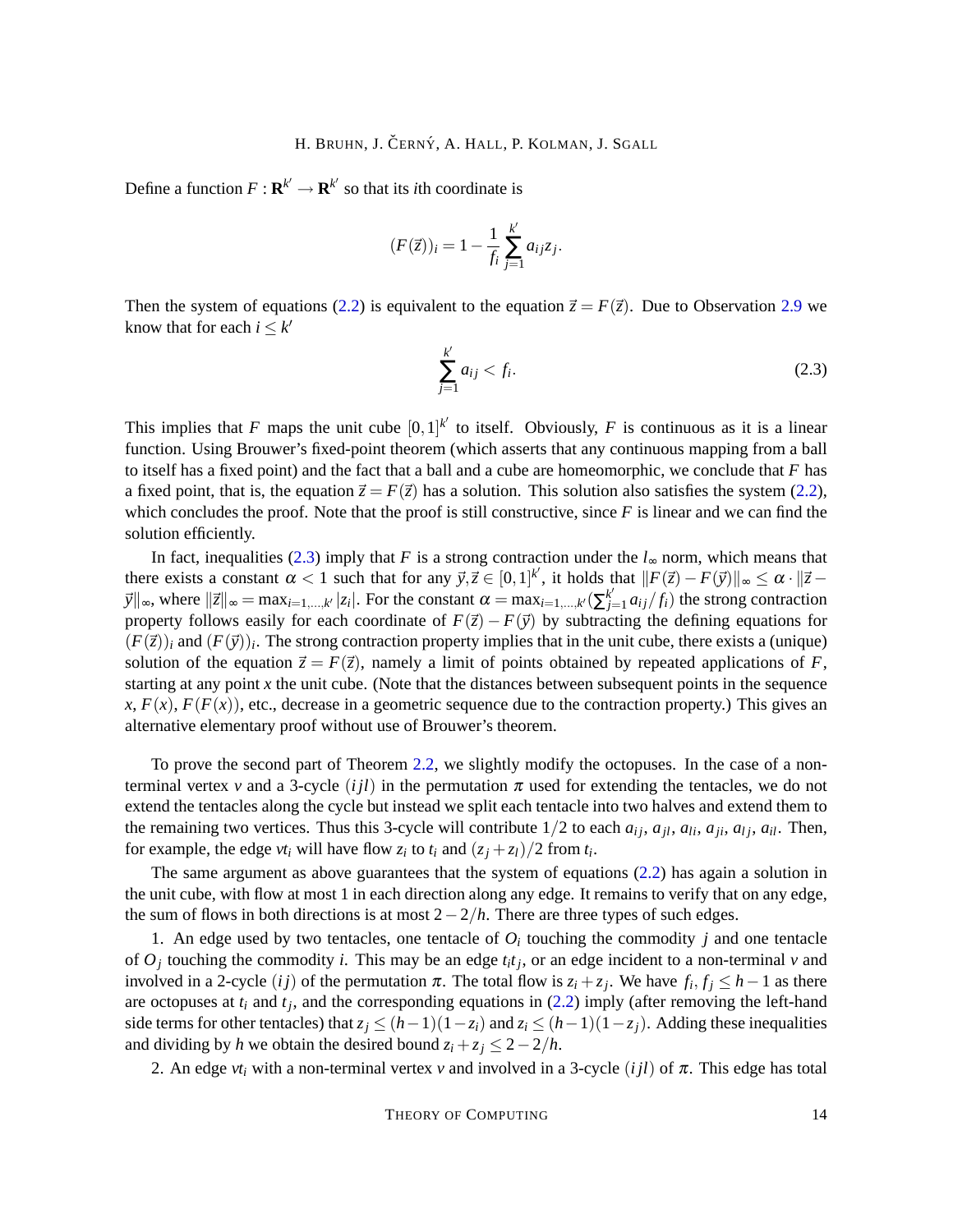Define a function $F : \mathbf{R}^{k'} \to \mathbf{R}^{k'}$ so that its $i$th coordinate is

$$(F(\vec{z}))_i = 1 - \frac{1}{f_i} \sum_{j=1}^{k'} a_{ij} z_j.$$

Then the system of equations (2.2) is equivalent to the equation $\vec{z} = F(\vec{z})$. Due to Observation 2.9 we know that for each $i \le k'$

$$\sum_{j=1}^{k'} a_{ij} < f_i. \tag{2.3}$$

This implies that $F$ maps the unit cube $[0,1]^{k'}$ to itself. Obviously, $F$ is continuous as it is a linear function. Using Brouwer's fixed-point theorem (which asserts that any continuous mapping from a ball to itself has a fixed point) and the fact that a ball and a cube are homeomorphic, we conclude that $F$ has a fixed point, that is, the equation $\vec{z} = F(\vec{z})$ has a solution. This solution also satisfies the system (2.2), which concludes the proof. Note that the proof is still constructive, since $F$ is linear and we can find the solution efficiently.

In fact, inequalities (2.3) imply that $F$ is a strong contraction under the $l_\infty$ norm, which means that there exists a constant $\alpha < 1$ such that for any $\vec{y}, \vec{z} \in [0,1]^{k'}$, it holds that $\|F(\vec{z}) - F(\vec{y})\|_\infty \le \alpha \cdot \|\vec{z} - \vec{y}\|_\infty$, where $\|\vec{z}\|_\infty = \max_{i=1,\dots,k'} |z_i|$. For the constant $\alpha = \max_{i=1,\dots,k'} (\sum_{j=1}^{k'} a_{ij}/f_i)$ the strong contraction property follows easily for each coordinate of $F(\vec{z}) - F(\vec{y})$ by subtracting the defining equations for $(F(\vec{z}))_i$ and $(F(\vec{y}))_i$. The strong contraction property implies that in the unit cube, there exists a (unique) solution of the equation $\vec{z} = F(\vec{z})$, namely a limit of points obtained by repeated applications of $F$, starting at any point $x$ the unit cube. (Note that the distances between subsequent points in the sequence $x$, $F(x)$, $F(F(x))$, etc., decrease in a geometric sequence due to the contraction property.) This gives an alternative elementary proof without use of Brouwer's theorem.

To prove the second part of Theorem 2.2, we slightly modify the octopuses. In the case of a non-terminal vertex $v$ and a 3-cycle $(ijl)$ in the permutation $\pi$ used for extending the tentacles, we do not extend the tentacles along the cycle but instead we split each tentacle into two halves and extend them to the remaining two vertices. Thus this 3-cycle will contribute $1/2$ to each $a_{ij}$, $a_{jl}$, $a_{li}$, $a_{ji}$, $a_{lj}$, $a_{il}$. Then, for example, the edge $vt_i$ will have flow $z_i$ to $t_i$ and $(z_j + z_l)/2$ from $t_i$.

The same argument as above guarantees that the system of equations (2.2) has again a solution in the unit cube, with flow at most 1 in each direction along any edge. It remains to verify that on any edge, the sum of flows in both directions is at most $2 - 2/h$. There are three types of such edges.

1. An edge used by two tentacles, one tentacle of $O_i$ touching the commodity $j$ and one tentacle of $O_j$ touching the commodity $i$. This may be an edge $t_i t_j$, or an edge incident to a non-terminal $v$ and involved in a 2-cycle $(ij)$ of the permutation $\pi$. The total flow is $z_i + z_j$. We have $f_i, f_j \le h - 1$ as there are octopuses at $t_i$ and $t_j$, and the corresponding equations in (2.2) imply (after removing the left-hand side terms for other tentacles) that $z_j \le (h-1)(1-z_i)$ and $z_i \le (h-1)(1-z_j)$. Adding these inequalities and dividing by $h$ we obtain the desired bound $z_i + z_j \le 2 - 2/h$.

2. An edge $vt_i$ with a non-terminal vertex $v$ and involved in a 3-cycle $(ijl)$ of $\pi$. This edge has total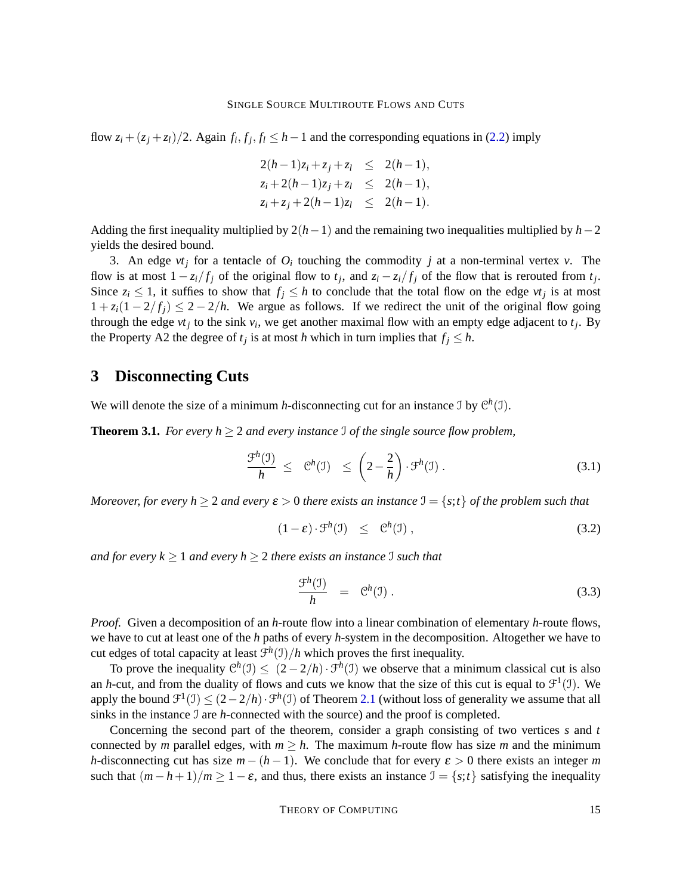flow $z_i + (z_j + z_l)/2$. Again $f_i, f_j, f_l \leq h-1$ and the corresponding equations in (2.2) imply

$$
\begin{aligned}
2(h-1)z_i + z_j + z_l &\leq 2(h-1), \\
z_i + 2(h-1)z_j + z_l &\leq 2(h-1), \\
z_i + z_j + 2(h-1)z_l &\leq 2(h-1).
\end{aligned}
$$

Adding the first inequality multiplied by $2(h-1)$ and the remaining two inequalities multiplied by $h-2$ yields the desired bound.

3. An edge $vt_j$ for a tentacle of $O_i$ touching the commodity $j$ at a non-terminal vertex $v$. The flow is at most $1 - z_i/f_j$ of the original flow to $t_j$, and $z_i - z_i/f_j$ of the flow that is rerouted from $t_j$. Since $z_i \leq 1$, it suffices to show that $f_j \leq h$ to conclude that the total flow on the edge $vt_j$ is at most $1 + z_i(1 - 2/f_j) \leq 2 - 2/h$. We argue as follows. If we redirect the unit of the original flow going through the edge $vt_j$ to the sink $v_i$, we get another maximal flow with an empty edge adjacent to $t_j$. By the Property A2 the degree of $t_j$ is at most $h$ which in turn implies that $f_j \leq h$.

## 3 Disconnecting Cuts

We will denote the size of a minimum $h$-disconnecting cut for an instance $\mathcal{I}$ by $\mathcal{C}^h(\mathcal{I})$.

**Theorem 3.1.** *For every $h \geq 2$ and every instance $\mathcal{I}$ of the single source flow problem,*

$$
\frac{\mathcal{F}^h(\mathcal{I})}{h} \;\leq\; \mathcal{C}^h(\mathcal{I}) \;\leq\; \left(2 - \frac{2}{h}\right) \cdot \mathcal{F}^h(\mathcal{I}) \,. \tag{3.1}
$$

*Moreover, for every $h \geq 2$ and every $\varepsilon > 0$ there exists an instance $\mathcal{I} = \{s;t\}$ of the problem such that*

$$
(1-\varepsilon) \cdot \mathcal{F}^h(\mathcal{I}) \;\leq\; \mathcal{C}^h(\mathcal{I}) \,, \tag{3.2}
$$

*and for every $k \geq 1$ and every $h \geq 2$ there exists an instance $\mathcal{I}$ such that*

$$
\frac{\mathcal{F}^h(\mathcal{I})}{h} \;=\; \mathcal{C}^h(\mathcal{I}) \,. \tag{3.3}
$$

*Proof.* Given a decomposition of an $h$-route flow into a linear combination of elementary $h$-route flows, we have to cut at least one of the $h$ paths of every $h$-system in the decomposition. Altogether we have to cut edges of total capacity at least $\mathcal{F}^h(\mathcal{I})/h$ which proves the first inequality.

To prove the inequality $\mathcal{C}^h(\mathcal{I}) \leq (2 - 2/h) \cdot \mathcal{F}^h(\mathcal{I})$ we observe that a minimum classical cut is also an $h$-cut, and from the duality of flows and cuts we know that the size of this cut is equal to $\mathcal{F}^1(\mathcal{I})$. We apply the bound $\mathcal{F}^1(\mathcal{I}) \leq (2 - 2/h) \cdot \mathcal{F}^h(\mathcal{I})$ of Theorem 2.1 (without loss of generality we assume that all sinks in the instance $\mathcal{I}$ are $h$-connected with the source) and the proof is completed.

Concerning the second part of the theorem, consider a graph consisting of two vertices $s$ and $t$ connected by $m$ parallel edges, with $m \geq h$. The maximum $h$-route flow has size $m$ and the minimum $h$-disconnecting cut has size $m - (h-1)$. We conclude that for every $\varepsilon > 0$ there exists an integer $m$ such that $(m - h + 1)/m \geq 1 - \varepsilon$, and thus, there exists an instance $\mathcal{I} = \{s;t\}$ satisfying the inequality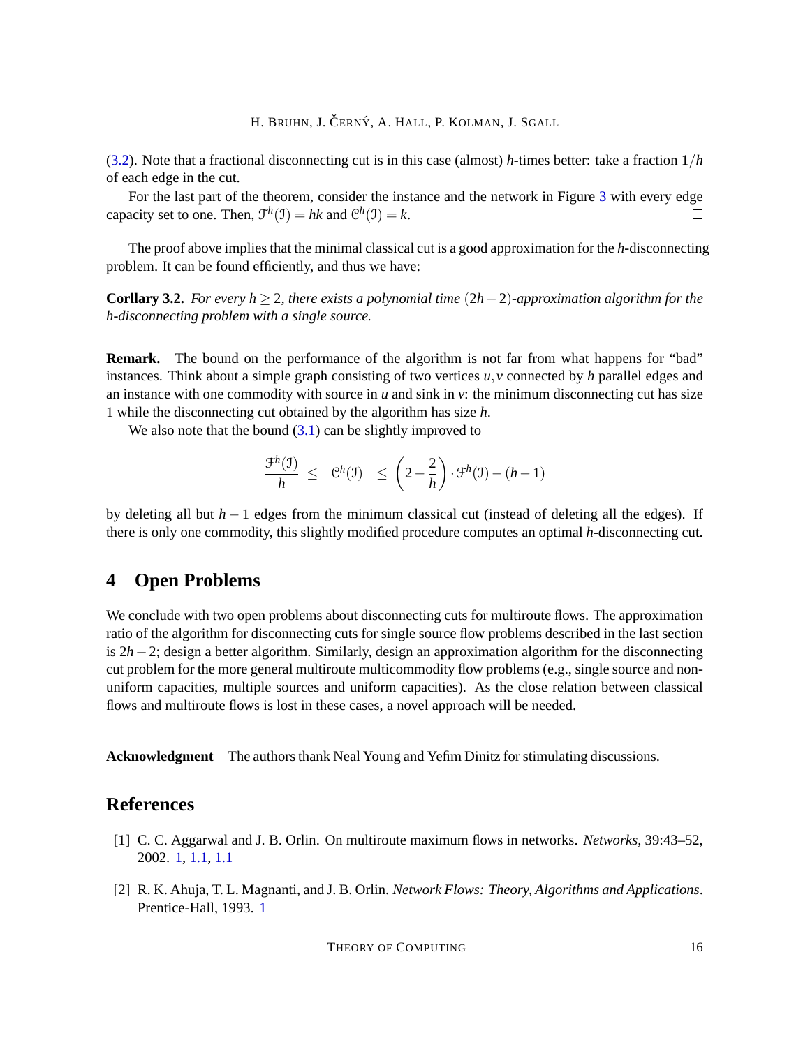(3.2). Note that a fractional disconnecting cut is in this case (almost) $h$-times better: take a fraction $1/h$ of each edge in the cut.

For the last part of the theorem, consider the instance and the network in Figure 3 with every edge capacity set to one. Then, $\mathcal{F}^h(\mathcal{I}) = hk$ and $\mathcal{C}^h(\mathcal{I}) = k$. □

The proof above implies that the minimal classical cut is a good approximation for the $h$-disconnecting problem. It can be found efficiently, and thus we have:

**Corllary 3.2.** *For every $h \geq 2$, there exists a polynomial time $(2h-2)$-approximation algorithm for the $h$-disconnecting problem with a single source.*

**Remark.** The bound on the performance of the algorithm is not far from what happens for "bad" instances. Think about a simple graph consisting of two vertices $u, v$ connected by $h$ parallel edges and an instance with one commodity with source in $u$ and sink in $v$: the minimum disconnecting cut has size 1 while the disconnecting cut obtained by the algorithm has size $h$.

We also note that the bound (3.1) can be slightly improved to

$$\frac{\mathcal{F}^h(\mathcal{I})}{h} \leq \mathcal{C}^h(\mathcal{I}) \leq \left(2 - \frac{2}{h}\right) \cdot \mathcal{F}^h(\mathcal{I}) - (h-1)$$

by deleting all but $h-1$ edges from the minimum classical cut (instead of deleting all the edges). If there is only one commodity, this slightly modified procedure computes an optimal $h$-disconnecting cut.

## 4 Open Problems

We conclude with two open problems about disconnecting cuts for multiroute flows. The approximation ratio of the algorithm for disconnecting cuts for single source flow problems described in the last section is $2h-2$; design a better algorithm. Similarly, design an approximation algorithm for the disconnecting cut problem for the more general multiroute multicommodity flow problems (e.g., single source and non-uniform capacities, multiple sources and uniform capacities). As the close relation between classical flows and multiroute flows is lost in these cases, a novel approach will be needed.

**Acknowledgment** The authors thank Neal Young and Yefim Dinitz for stimulating discussions.

## References

[1] C. C. Aggarwal and J. B. Orlin. On multiroute maximum flows in networks. *Networks*, 39:43–52, 2002. 1, 1.1, 1.1

[2] R. K. Ahuja, T. L. Magnanti, and J. B. Orlin. *Network Flows: Theory, Algorithms and Applications*. Prentice-Hall, 1993. 1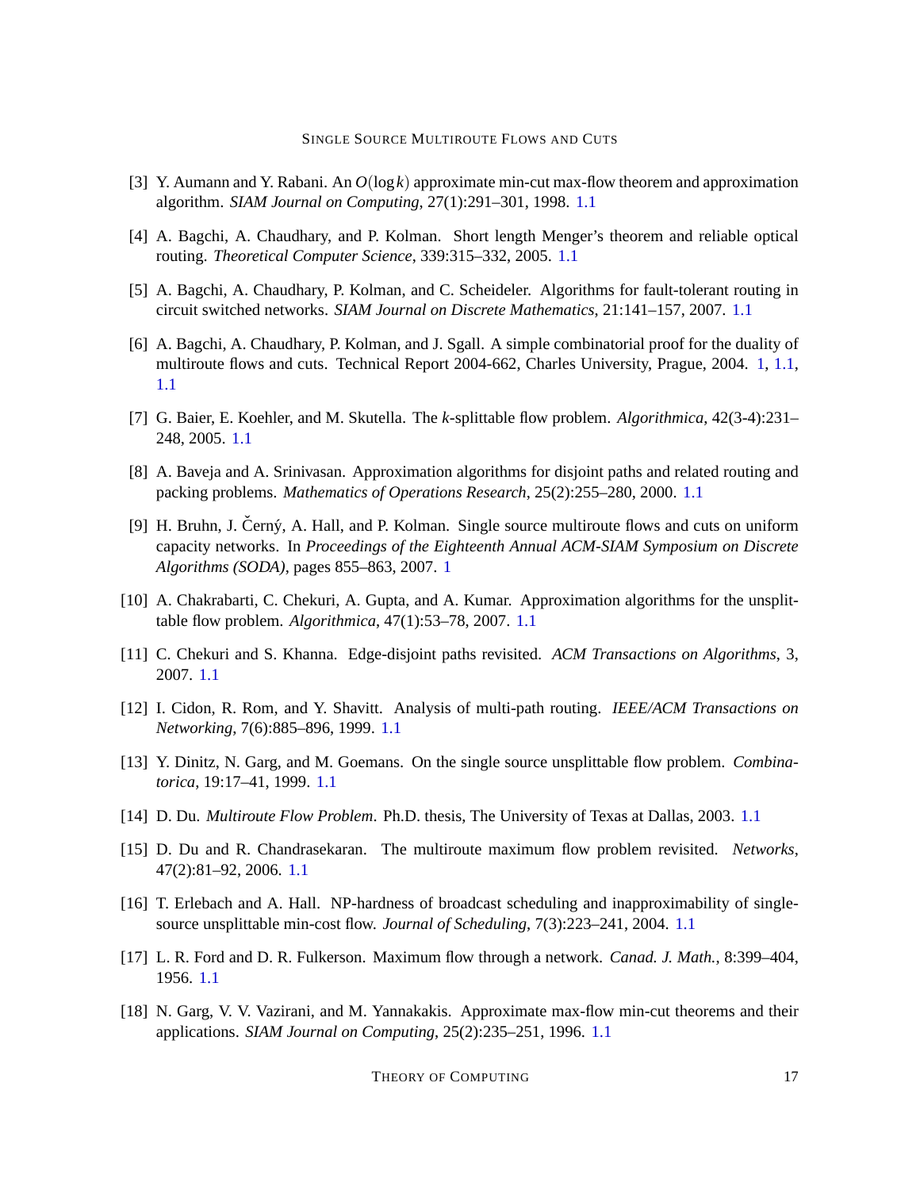[3] Y. Aumann and Y. Rabani. An $O(\log k)$ approximate min-cut max-flow theorem and approximation algorithm. *SIAM Journal on Computing*, 27(1):291–301, 1998. 1.1

[4] A. Bagchi, A. Chaudhary, and P. Kolman. Short length Menger's theorem and reliable optical routing. *Theoretical Computer Science*, 339:315–332, 2005. 1.1

[5] A. Bagchi, A. Chaudhary, P. Kolman, and C. Scheideler. Algorithms for fault-tolerant routing in circuit switched networks. *SIAM Journal on Discrete Mathematics*, 21:141–157, 2007. 1.1

[6] A. Bagchi, A. Chaudhary, P. Kolman, and J. Sgall. A simple combinatorial proof for the duality of multiroute flows and cuts. Technical Report 2004-662, Charles University, Prague, 2004. 1, 1.1, 1.1

[7] G. Baier, E. Koehler, and M. Skutella. The $k$-splittable flow problem. *Algorithmica*, 42(3-4):231–248, 2005. 1.1

[8] A. Baveja and A. Srinivasan. Approximation algorithms for disjoint paths and related routing and packing problems. *Mathematics of Operations Research*, 25(2):255–280, 2000. 1.1

[9] H. Bruhn, J. Černý, A. Hall, and P. Kolman. Single source multiroute flows and cuts on uniform capacity networks. In *Proceedings of the Eighteenth Annual ACM-SIAM Symposium on Discrete Algorithms (SODA)*, pages 855–863, 2007. 1

[10] A. Chakrabarti, C. Chekuri, A. Gupta, and A. Kumar. Approximation algorithms for the unsplittable flow problem. *Algorithmica*, 47(1):53–78, 2007. 1.1

[11] C. Chekuri and S. Khanna. Edge-disjoint paths revisited. *ACM Transactions on Algorithms*, 3, 2007. 1.1

[12] I. Cidon, R. Rom, and Y. Shavitt. Analysis of multi-path routing. *IEEE/ACM Transactions on Networking*, 7(6):885–896, 1999. 1.1

[13] Y. Dinitz, N. Garg, and M. Goemans. On the single source unsplittable flow problem. *Combinatorica*, 19:17–41, 1999. 1.1

[14] D. Du. *Multiroute Flow Problem*. Ph.D. thesis, The University of Texas at Dallas, 2003. 1.1

[15] D. Du and R. Chandrasekaran. The multiroute maximum flow problem revisited. *Networks*, 47(2):81–92, 2006. 1.1

[16] T. Erlebach and A. Hall. NP-hardness of broadcast scheduling and inapproximability of single-source unsplittable min-cost flow. *Journal of Scheduling*, 7(3):223–241, 2004. 1.1

[17] L. R. Ford and D. R. Fulkerson. Maximum flow through a network. *Canad. J. Math.*, 8:399–404, 1956. 1.1

[18] N. Garg, V. V. Vazirani, and M. Yannakakis. Approximate max-flow min-cut theorems and their applications. *SIAM Journal on Computing*, 25(2):235–251, 1996. 1.1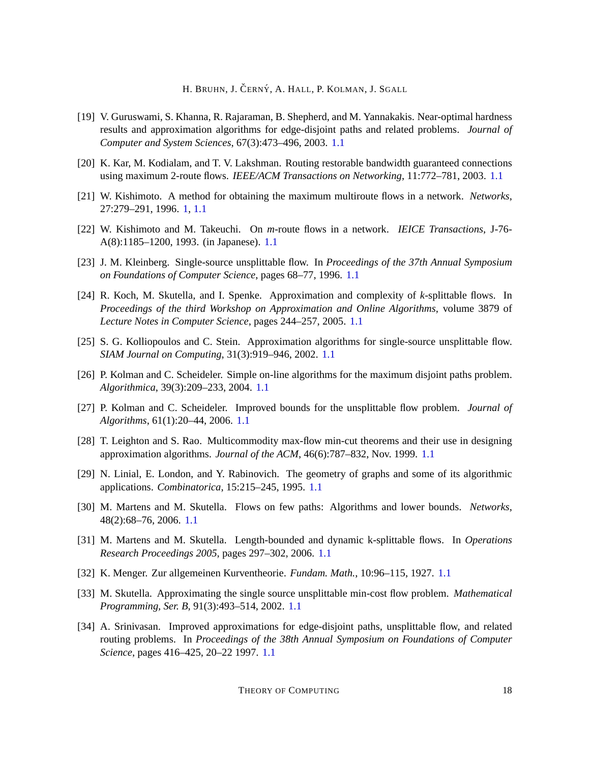[19] V. Guruswami, S. Khanna, R. Rajaraman, B. Shepherd, and M. Yannakakis. Near-optimal hardness results and approximation algorithms for edge-disjoint paths and related problems. *Journal of Computer and System Sciences*, 67(3):473–496, 2003. 1.1

[20] K. Kar, M. Kodialam, and T. V. Lakshman. Routing restorable bandwidth guaranteed connections using maximum 2-route flows. *IEEE/ACM Transactions on Networking*, 11:772–781, 2003. 1.1

[21] W. Kishimoto. A method for obtaining the maximum multiroute flows in a network. *Networks*, 27:279–291, 1996. 1, 1.1

[22] W. Kishimoto and M. Takeuchi. On $m$-route flows in a network. *IEICE Transactions*, J-76-A(8):1185–1200, 1993. (in Japanese). 1.1

[23] J. M. Kleinberg. Single-source unsplittable flow. In *Proceedings of the 37th Annual Symposium on Foundations of Computer Science*, pages 68–77, 1996. 1.1

[24] R. Koch, M. Skutella, and I. Spenke. Approximation and complexity of $k$-splittable flows. In *Proceedings of the third Workshop on Approximation and Online Algorithms*, volume 3879 of *Lecture Notes in Computer Science*, pages 244–257, 2005. 1.1

[25] S. G. Kolliopoulos and C. Stein. Approximation algorithms for single-source unsplittable flow. *SIAM Journal on Computing*, 31(3):919–946, 2002. 1.1

[26] P. Kolman and C. Scheideler. Simple on-line algorithms for the maximum disjoint paths problem. *Algorithmica*, 39(3):209–233, 2004. 1.1

[27] P. Kolman and C. Scheideler. Improved bounds for the unsplittable flow problem. *Journal of Algorithms*, 61(1):20–44, 2006. 1.1

[28] T. Leighton and S. Rao. Multicommodity max-flow min-cut theorems and their use in designing approximation algorithms. *Journal of the ACM*, 46(6):787–832, Nov. 1999. 1.1

[29] N. Linial, E. London, and Y. Rabinovich. The geometry of graphs and some of its algorithmic applications. *Combinatorica*, 15:215–245, 1995. 1.1

[30] M. Martens and M. Skutella. Flows on few paths: Algorithms and lower bounds. *Networks*, 48(2):68–76, 2006. 1.1

[31] M. Martens and M. Skutella. Length-bounded and dynamic k-splittable flows. In *Operations Research Proceedings 2005*, pages 297–302, 2006. 1.1

[32] K. Menger. Zur allgemeinen Kurventheorie. *Fundam. Math.*, 10:96–115, 1927. 1.1

[33] M. Skutella. Approximating the single source unsplittable min-cost flow problem. *Mathematical Programming, Ser. B*, 91(3):493–514, 2002. 1.1

[34] A. Srinivasan. Improved approximations for edge-disjoint paths, unsplittable flow, and related routing problems. In *Proceedings of the 38th Annual Symposium on Foundations of Computer Science*, pages 416–425, 20–22 1997. 1.1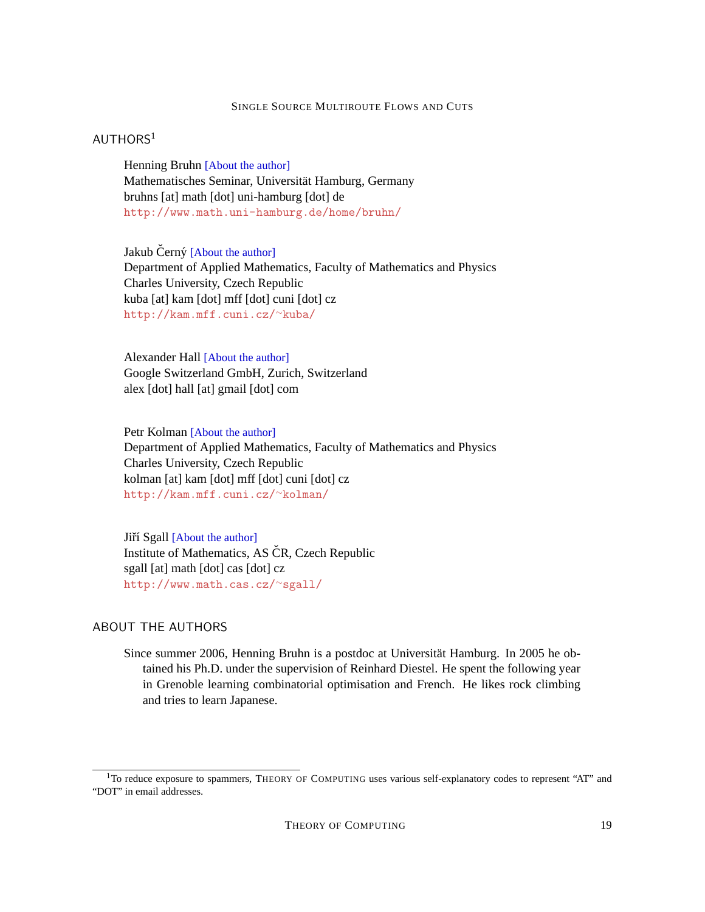## AUTHORS[1]

Henning Bruhn [About the author]
Mathematisches Seminar, Universität Hamburg, Germany
bruhns [at] math [dot] uni-hamburg [dot] de
http://www.math.uni-hamburg.de/home/bruhn/

Jakub Černý [About the author]
Department of Applied Mathematics, Faculty of Mathematics and Physics
Charles University, Czech Republic
kuba [at] kam [dot] mff [dot] cuni [dot] cz
http://kam.mff.cuni.cz/~kuba/

Alexander Hall [About the author]
Google Switzerland GmbH, Zurich, Switzerland
alex [dot] hall [at] gmail [dot] com

Petr Kolman [About the author]
Department of Applied Mathematics, Faculty of Mathematics and Physics
Charles University, Czech Republic
kolman [at] kam [dot] mff [dot] cuni [dot] cz
http://kam.mff.cuni.cz/~kolman/

Jiří Sgall [About the author]
Institute of Mathematics, AS ČR, Czech Republic
sgall [at] math [dot] cas [dot] cz
http://www.math.cas.cz/~sgall/

## ABOUT THE AUTHORS

Since summer 2006, Henning Bruhn is a postdoc at Universität Hamburg. In 2005 he obtained his Ph.D. under the supervision of Reinhard Diestel. He spent the following year in Grenoble learning combinatorial optimisation and French. He likes rock climbing and tries to learn Japanese.

[1] To reduce exposure to spammers, Theory of Computing uses various self-explanatory codes to represent "AT" and "DOT" in email addresses.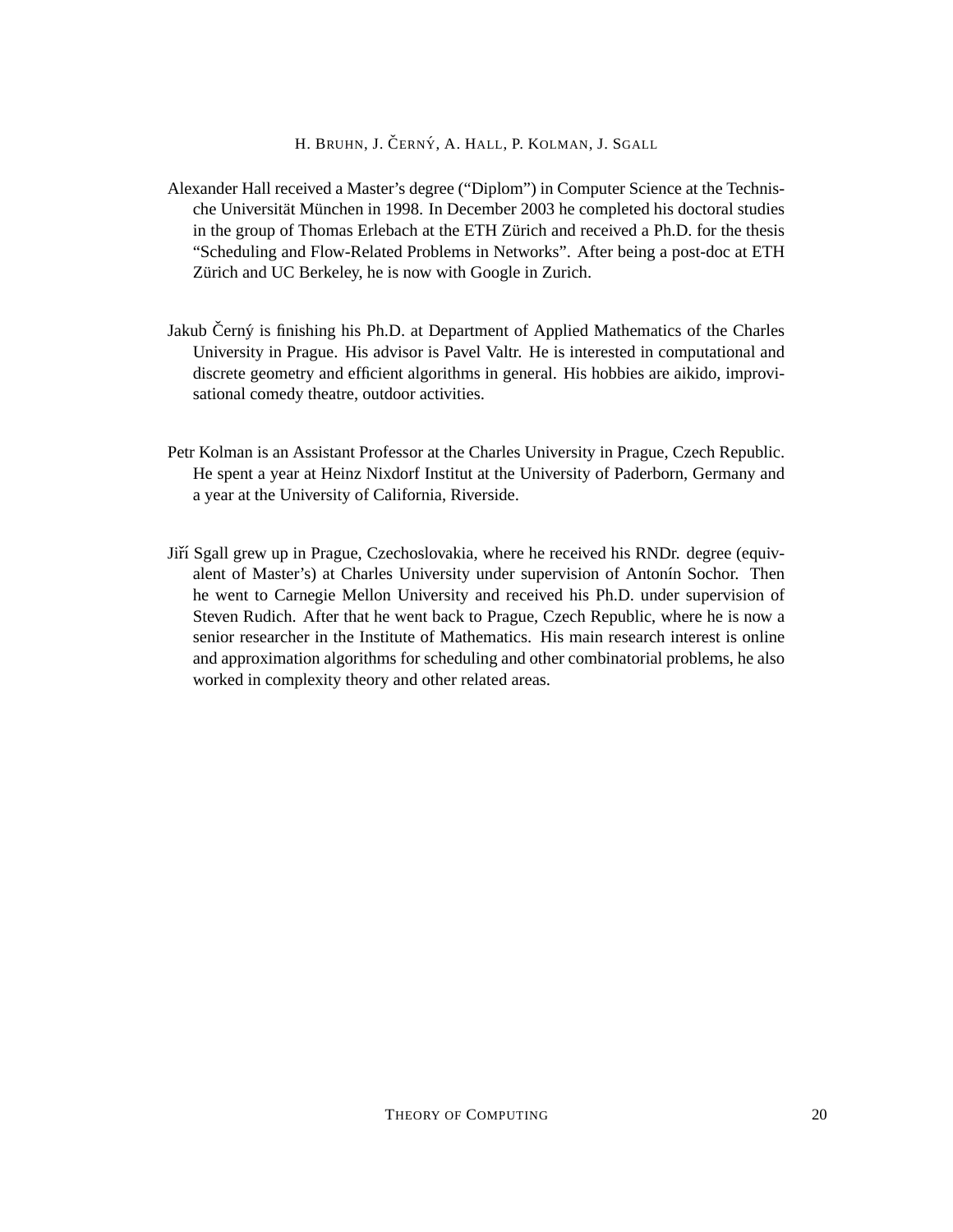Alexander Hall received a Master's degree ("Diplom") in Computer Science at the Technische Universität München in 1998. In December 2003 he completed his doctoral studies in the group of Thomas Erlebach at the ETH Zürich and received a Ph.D. for the thesis "Scheduling and Flow-Related Problems in Networks". After being a post-doc at ETH Zürich and UC Berkeley, he is now with Google in Zurich.

Jakub Černý is finishing his Ph.D. at Department of Applied Mathematics of the Charles University in Prague. His advisor is Pavel Valtr. He is interested in computational and discrete geometry and efficient algorithms in general. His hobbies are aikido, improvisational comedy theatre, outdoor activities.

Petr Kolman is an Assistant Professor at the Charles University in Prague, Czech Republic. He spent a year at Heinz Nixdorf Institut at the University of Paderborn, Germany and a year at the University of California, Riverside.

Jiří Sgall grew up in Prague, Czechoslovakia, where he received his RNDr. degree (equivalent of Master's) at Charles University under supervision of Antonín Sochor. Then he went to Carnegie Mellon University and received his Ph.D. under supervision of Steven Rudich. After that he went back to Prague, Czech Republic, where he is now a senior researcher in the Institute of Mathematics. His main research interest is online and approximation algorithms for scheduling and other combinatorial problems, he also worked in complexity theory and other related areas.